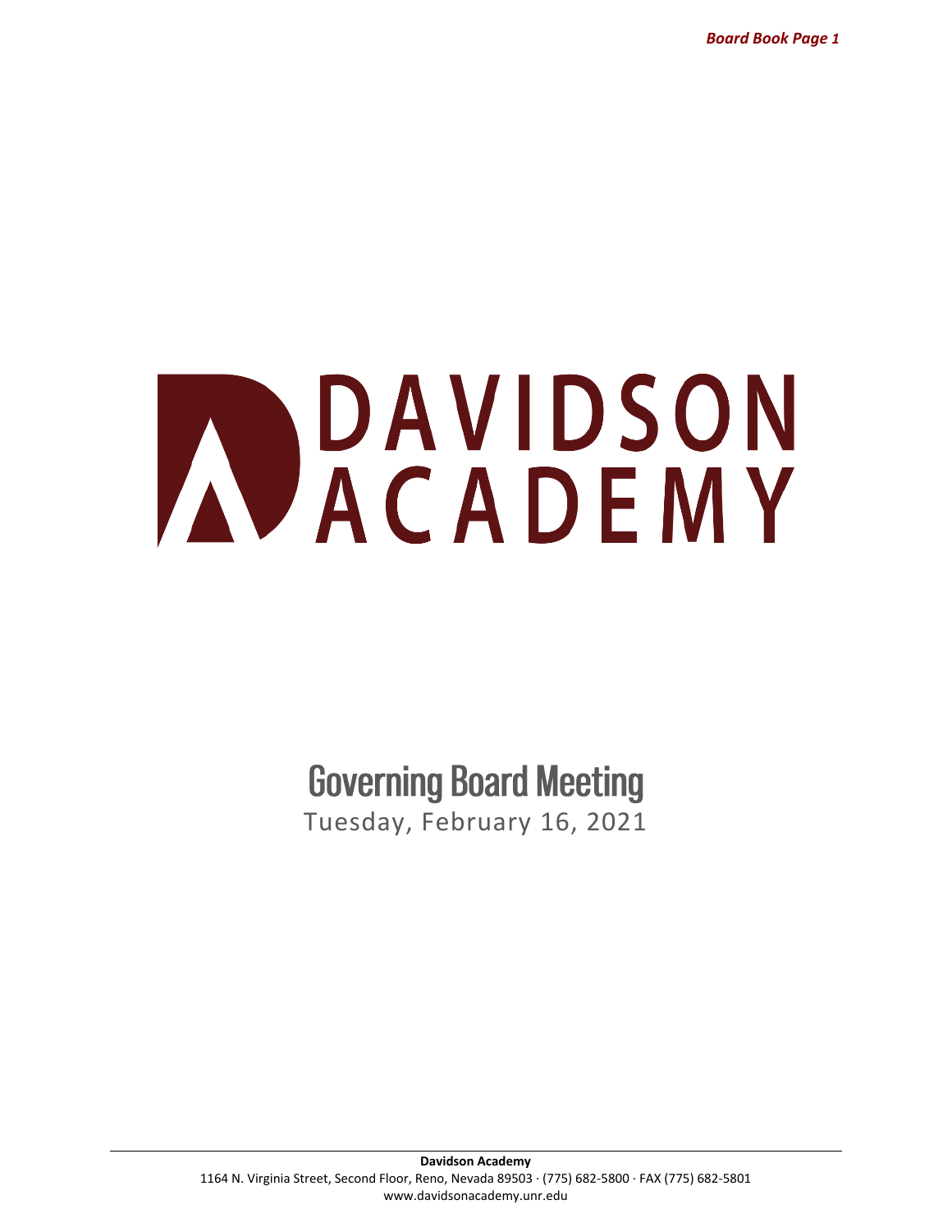# DAVIDSON ACADEMY

## Governing Board Meeting

Tuesday, February 16, 2021

**Davidson Academy**
1164 N. Virginia Street, Second Floor, Reno, Nevada 89503 · (775) 682-5800 · FAX (775) 682-5801
www.davidsonacademy.unr.edu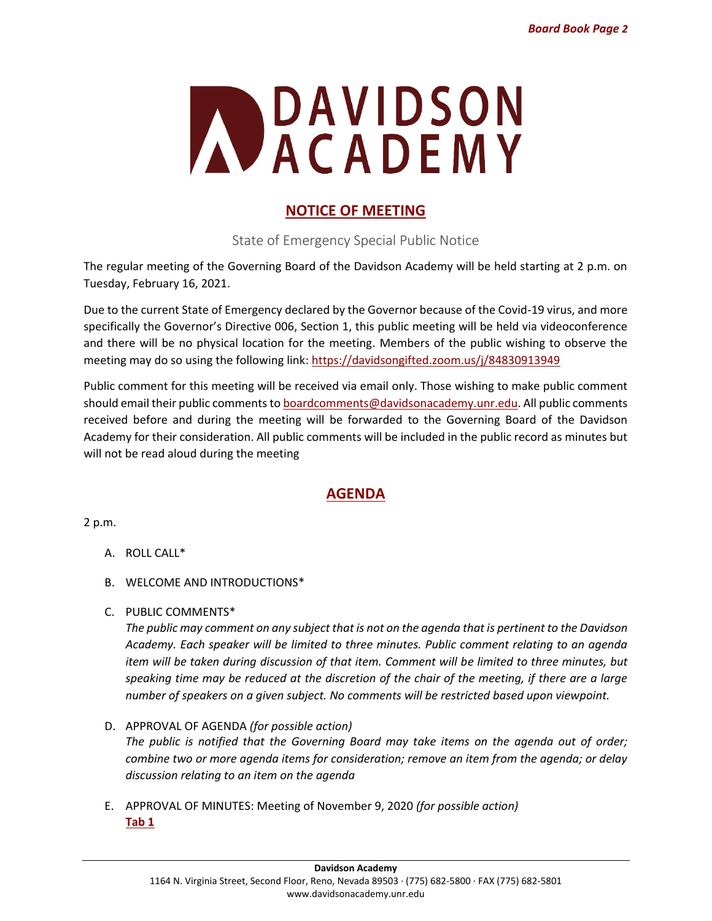# DAVIDSON ACADEMY

## NOTICE OF MEETING

State of Emergency Special Public Notice

The regular meeting of the Governing Board of the Davidson Academy will be held starting at 2 p.m. on Tuesday, February 16, 2021.

Due to the current State of Emergency declared by the Governor because of the Covid-19 virus, and more specifically the Governor's Directive 006, Section 1, this public meeting will be held via videoconference and there will be no physical location for the meeting. Members of the public wishing to observe the meeting may do so using the following link: https://davidsongifted.zoom.us/j/84830913949

Public comment for this meeting will be received via email only. Those wishing to make public comment should email their public comments to boardcomments@davidsonacademy.unr.edu. All public comments received before and during the meeting will be forwarded to the Governing Board of the Davidson Academy for their consideration. All public comments will be included in the public record as minutes but will not be read aloud during the meeting

## AGENDA

2 p.m.

A. ROLL CALL*

B. WELCOME AND INTRODUCTIONS*

C. PUBLIC COMMENTS*
*The public may comment on any subject that is not on the agenda that is pertinent to the Davidson Academy. Each speaker will be limited to three minutes. Public comment relating to an agenda item will be taken during discussion of that item. Comment will be limited to three minutes, but speaking time may be reduced at the discretion of the chair of the meeting, if there are a large number of speakers on a given subject. No comments will be restricted based upon viewpoint.*

D. APPROVAL OF AGENDA *(for possible action)*
*The public is notified that the Governing Board may take items on the agenda out of order; combine two or more agenda items for consideration; remove an item from the agenda; or delay discussion relating to an item on the agenda*

E. APPROVAL OF MINUTES: Meeting of November 9, 2020 *(for possible action)*
**Tab 1**

**Davidson Academy**
1164 N. Virginia Street, Second Floor, Reno, Nevada 89503 · (775) 682-5800 · FAX (775) 682-5801
www.davidsonacademy.unr.edu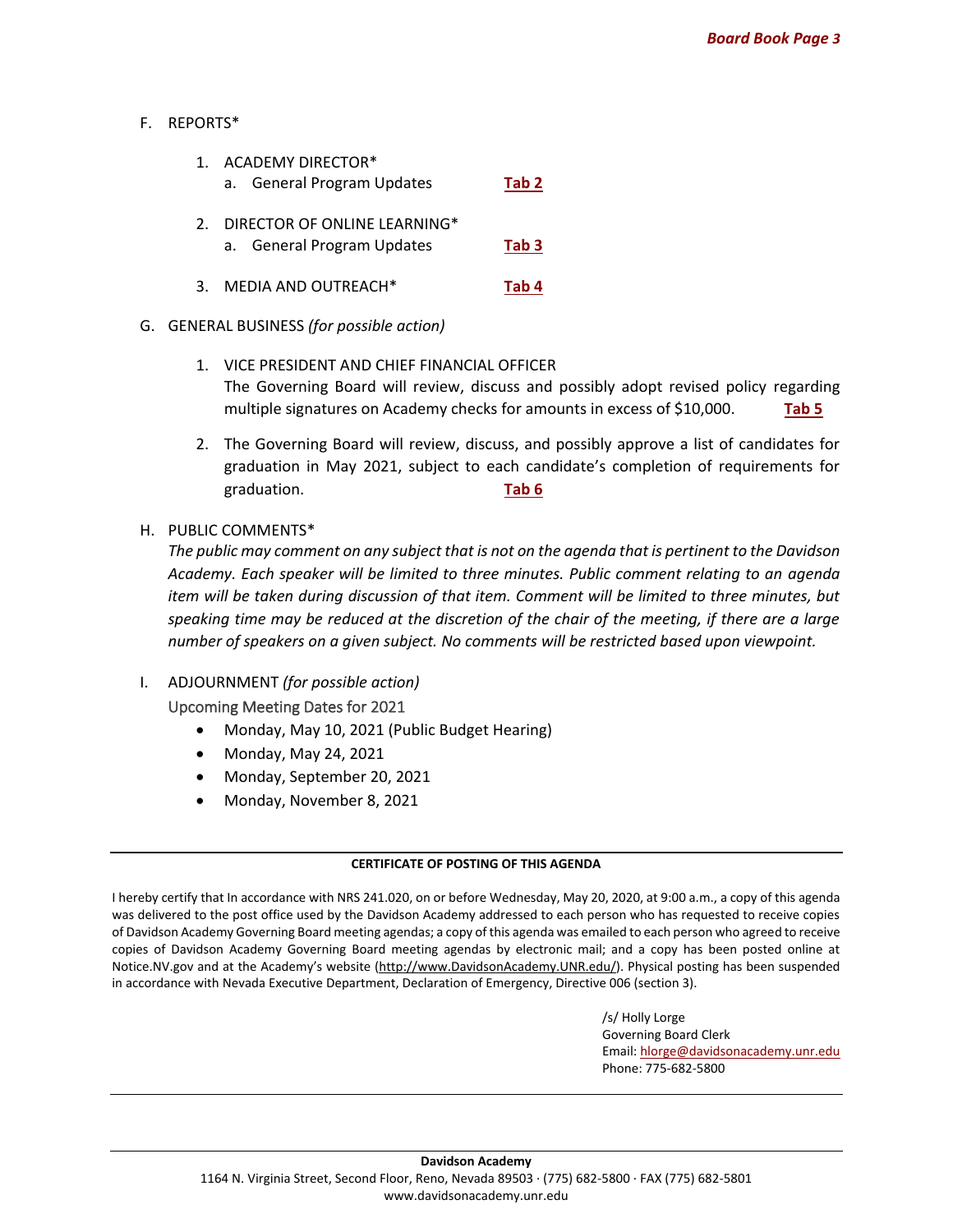F. REPORTS*

1. ACADEMY DIRECTOR*
   a. General Program Updates **Tab 2**

2. DIRECTOR OF ONLINE LEARNING*
   a. General Program Updates **Tab 3**

3. MEDIA AND OUTREACH* **Tab 4**

G. GENERAL BUSINESS *(for possible action)*

1. VICE PRESIDENT AND CHIEF FINANCIAL OFFICER
   The Governing Board will review, discuss and possibly adopt revised policy regarding multiple signatures on Academy checks for amounts in excess of $10,000. **Tab 5**

2. The Governing Board will review, discuss, and possibly approve a list of candidates for graduation in May 2021, subject to each candidate's completion of requirements for graduation. **Tab 6**

H. PUBLIC COMMENTS*

*The public may comment on any subject that is not on the agenda that is pertinent to the Davidson Academy. Each speaker will be limited to three minutes. Public comment relating to an agenda item will be taken during discussion of that item. Comment will be limited to three minutes, but speaking time may be reduced at the discretion of the chair of the meeting, if there are a large number of speakers on a given subject. No comments will be restricted based upon viewpoint.*

I. ADJOURNMENT *(for possible action)*

Upcoming Meeting Dates for 2021

- Monday, May 10, 2021 (Public Budget Hearing)
- Monday, May 24, 2021
- Monday, September 20, 2021
- Monday, November 8, 2021

---

**CERTIFICATE OF POSTING OF THIS AGENDA**

I hereby certify that In accordance with NRS 241.020, on or before Wednesday, May 20, 2020, at 9:00 a.m., a copy of this agenda was delivered to the post office used by the Davidson Academy addressed to each person who has requested to receive copies of Davidson Academy Governing Board meeting agendas; a copy of this agenda was emailed to each person who agreed to receive copies of Davidson Academy Governing Board meeting agendas by electronic mail; and a copy has been posted online at Notice.NV.gov and at the Academy's website (http://www.DavidsonAcademy.UNR.edu/). Physical posting has been suspended in accordance with Nevada Executive Department, Declaration of Emergency, Directive 006 (section 3).

/s/ Holly Lorge
Governing Board Clerk
Email: hlorge@davidsonacademy.unr.edu
Phone: 775-682-5800

---

**Davidson Academy**
1164 N. Virginia Street, Second Floor, Reno, Nevada 89503 · (775) 682-5800 · FAX (775) 682-5801
www.davidsonacademy.unr.edu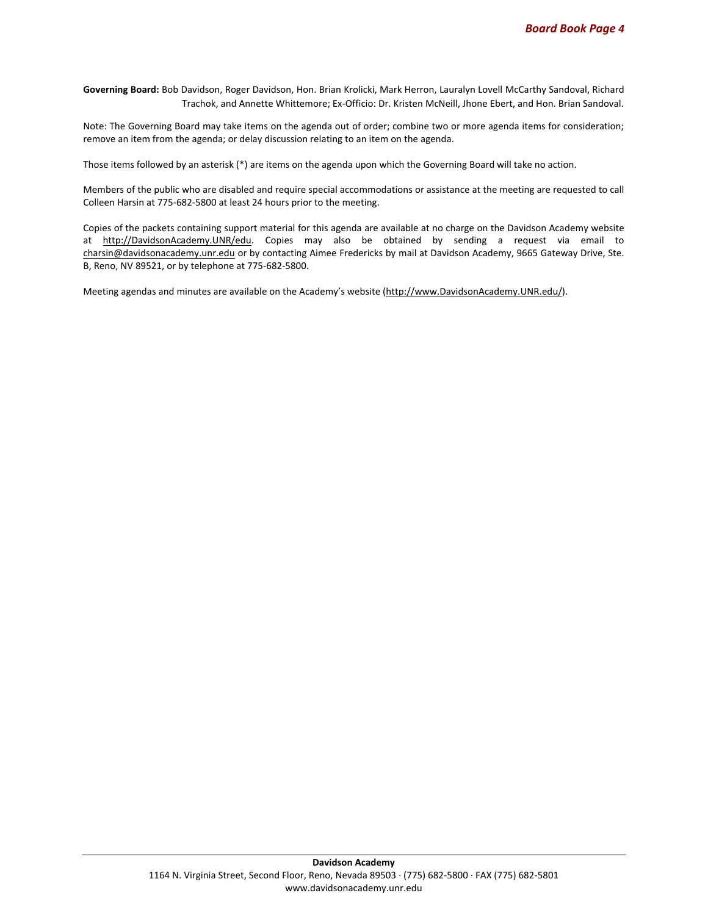**Governing Board:** Bob Davidson, Roger Davidson, Hon. Brian Krolicki, Mark Herron, Lauralyn Lovell McCarthy Sandoval, Richard Trachok, and Annette Whittemore; Ex-Officio: Dr. Kristen McNeill, Jhone Ebert, and Hon. Brian Sandoval.

Note: The Governing Board may take items on the agenda out of order; combine two or more agenda items for consideration; remove an item from the agenda; or delay discussion relating to an item on the agenda.

Those items followed by an asterisk (*) are items on the agenda upon which the Governing Board will take no action.

Members of the public who are disabled and require special accommodations or assistance at the meeting are requested to call Colleen Harsin at 775-682-5800 at least 24 hours prior to the meeting.

Copies of the packets containing support material for this agenda are available at no charge on the Davidson Academy website at http://DavidsonAcademy.UNR/edu. Copies may also be obtained by sending a request via email to charsin@davidsonacademy.unr.edu or by contacting Aimee Fredericks by mail at Davidson Academy, 9665 Gateway Drive, Ste. B, Reno, NV 89521, or by telephone at 775-682-5800.

Meeting agendas and minutes are available on the Academy's website (http://www.DavidsonAcademy.UNR.edu/).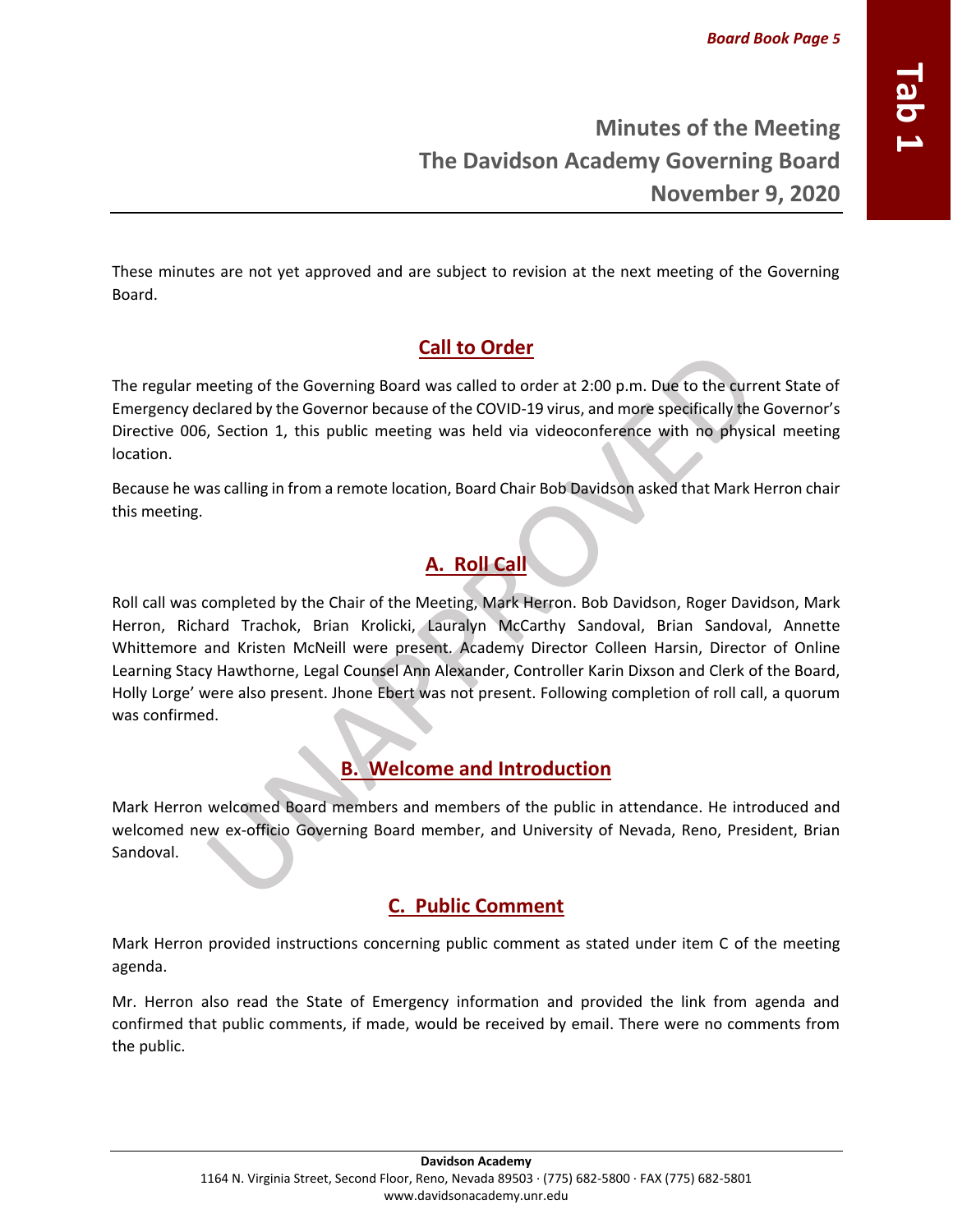# Minutes of the Meeting
# The Davidson Academy Governing Board
# November 9, 2020

These minutes are not yet approved and are subject to revision at the next meeting of the Governing Board.

## Call to Order

The regular meeting of the Governing Board was called to order at 2:00 p.m. Due to the current State of Emergency declared by the Governor because of the COVID-19 virus, and more specifically the Governor's Directive 006, Section 1, this public meeting was held via videoconference with no physical meeting location.

Because he was calling in from a remote location, Board Chair Bob Davidson asked that Mark Herron chair this meeting.

## A. Roll Call

Roll call was completed by the Chair of the Meeting, Mark Herron. Bob Davidson, Roger Davidson, Mark Herron, Richard Trachok, Brian Krolicki, Lauralyn McCarthy Sandoval, Brian Sandoval, Annette Whittemore and Kristen McNeill were present. Academy Director Colleen Harsin, Director of Online Learning Stacy Hawthorne, Legal Counsel Ann Alexander, Controller Karin Dixson and Clerk of the Board, Holly Lorge' were also present. Jhone Ebert was not present. Following completion of roll call, a quorum was confirmed.

## B. Welcome and Introduction

Mark Herron welcomed Board members and members of the public in attendance. He introduced and welcomed new ex-officio Governing Board member, and University of Nevada, Reno, President, Brian Sandoval.

## C. Public Comment

Mark Herron provided instructions concerning public comment as stated under item C of the meeting agenda.

Mr. Herron also read the State of Emergency information and provided the link from agenda and confirmed that public comments, if made, would be received by email. There were no comments from the public.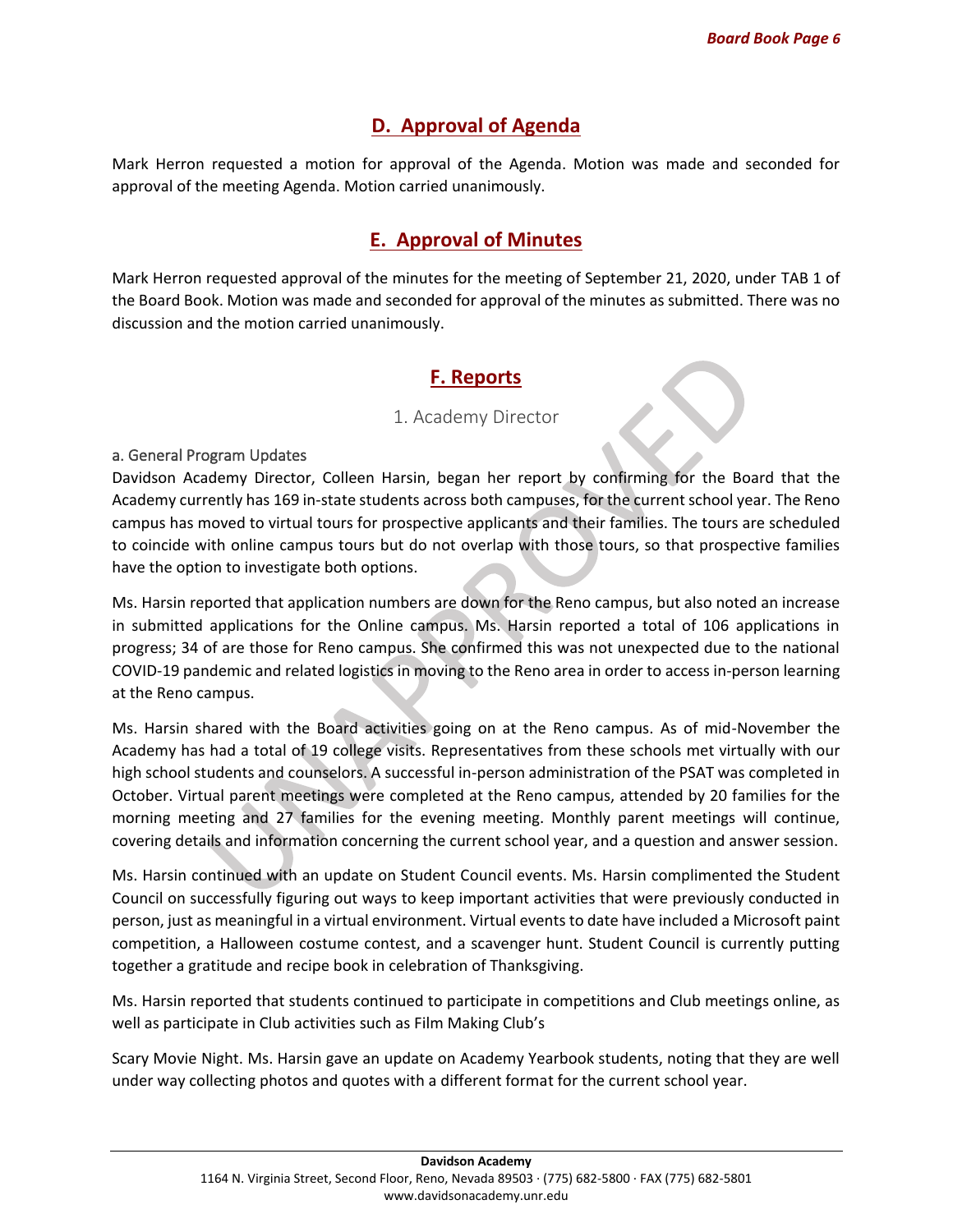## D. Approval of Agenda

Mark Herron requested a motion for approval of the Agenda. Motion was made and seconded for approval of the meeting Agenda. Motion carried unanimously.

## E. Approval of Minutes

Mark Herron requested approval of the minutes for the meeting of September 21, 2020, under TAB 1 of the Board Book. Motion was made and seconded for approval of the minutes as submitted. There was no discussion and the motion carried unanimously.

## F. Reports

### 1. Academy Director

#### a. General Program Updates

Davidson Academy Director, Colleen Harsin, began her report by confirming for the Board that the Academy currently has 169 in-state students across both campuses, for the current school year. The Reno campus has moved to virtual tours for prospective applicants and their families. The tours are scheduled to coincide with online campus tours but do not overlap with those tours, so that prospective families have the option to investigate both options.

Ms. Harsin reported that application numbers are down for the Reno campus, but also noted an increase in submitted applications for the Online campus. Ms. Harsin reported a total of 106 applications in progress; 34 of are those for Reno campus. She confirmed this was not unexpected due to the national COVID-19 pandemic and related logistics in moving to the Reno area in order to access in-person learning at the Reno campus.

Ms. Harsin shared with the Board activities going on at the Reno campus. As of mid-November the Academy has had a total of 19 college visits. Representatives from these schools met virtually with our high school students and counselors. A successful in-person administration of the PSAT was completed in October. Virtual parent meetings were completed at the Reno campus, attended by 20 families for the morning meeting and 27 families for the evening meeting. Monthly parent meetings will continue, covering details and information concerning the current school year, and a question and answer session.

Ms. Harsin continued with an update on Student Council events. Ms. Harsin complimented the Student Council on successfully figuring out ways to keep important activities that were previously conducted in person, just as meaningful in a virtual environment. Virtual events to date have included a Microsoft paint competition, a Halloween costume contest, and a scavenger hunt. Student Council is currently putting together a gratitude and recipe book in celebration of Thanksgiving.

Ms. Harsin reported that students continued to participate in competitions and Club meetings online, as well as participate in Club activities such as Film Making Club's

Scary Movie Night. Ms. Harsin gave an update on Academy Yearbook students, noting that they are well under way collecting photos and quotes with a different format for the current school year.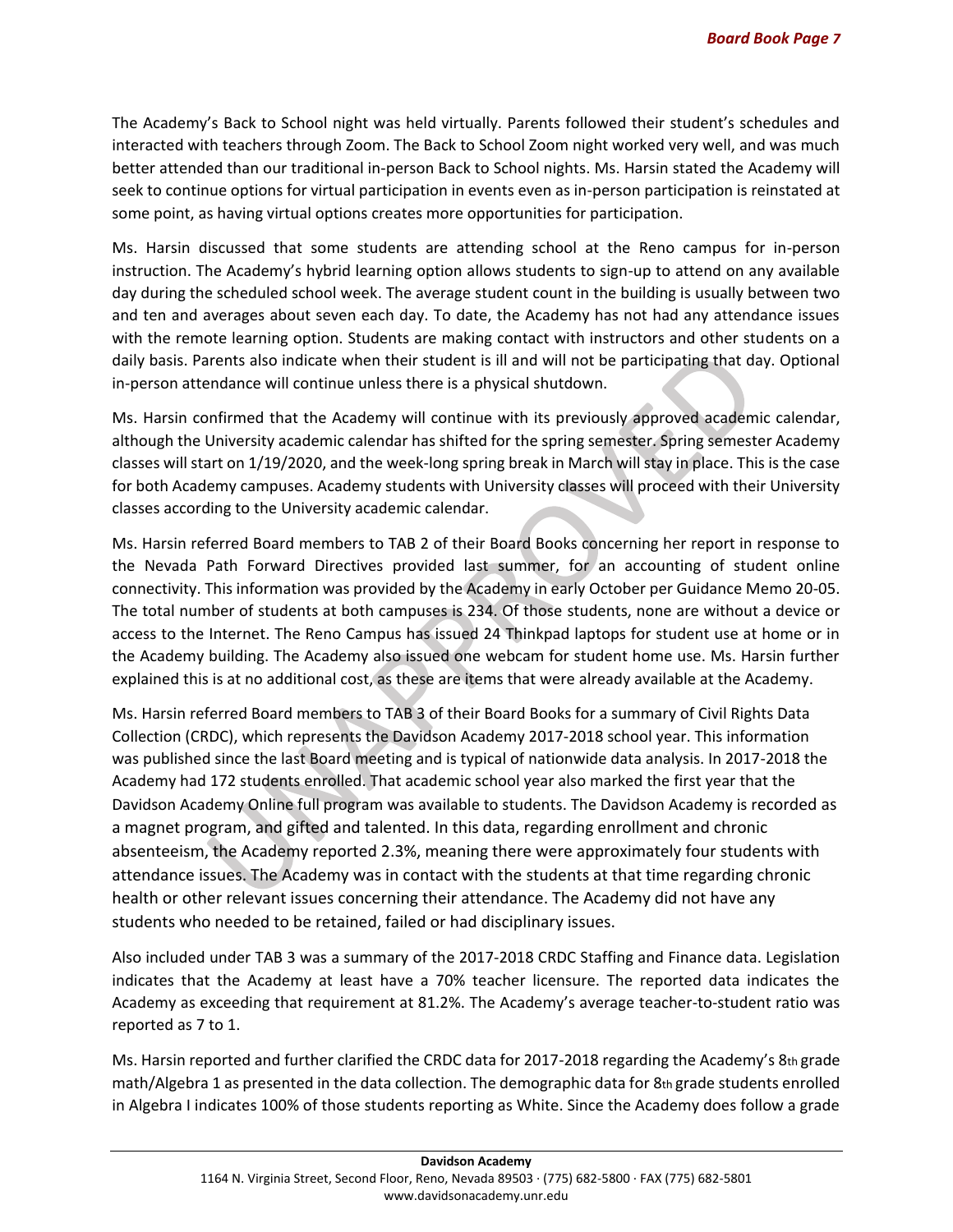The Academy's Back to School night was held virtually. Parents followed their student's schedules and interacted with teachers through Zoom. The Back to School Zoom night worked very well, and was much better attended than our traditional in-person Back to School nights. Ms. Harsin stated the Academy will seek to continue options for virtual participation in events even as in-person participation is reinstated at some point, as having virtual options creates more opportunities for participation.

Ms. Harsin discussed that some students are attending school at the Reno campus for in-person instruction. The Academy's hybrid learning option allows students to sign-up to attend on any available day during the scheduled school week. The average student count in the building is usually between two and ten and averages about seven each day. To date, the Academy has not had any attendance issues with the remote learning option. Students are making contact with instructors and other students on a daily basis. Parents also indicate when their student is ill and will not be participating that day. Optional in-person attendance will continue unless there is a physical shutdown.

Ms. Harsin confirmed that the Academy will continue with its previously approved academic calendar, although the University academic calendar has shifted for the spring semester. Spring semester Academy classes will start on 1/19/2020, and the week-long spring break in March will stay in place. This is the case for both Academy campuses. Academy students with University classes will proceed with their University classes according to the University academic calendar.

Ms. Harsin referred Board members to TAB 2 of their Board Books concerning her report in response to the Nevada Path Forward Directives provided last summer, for an accounting of student online connectivity. This information was provided by the Academy in early October per Guidance Memo 20-05. The total number of students at both campuses is 234. Of those students, none are without a device or access to the Internet. The Reno Campus has issued 24 Thinkpad laptops for student use at home or in the Academy building. The Academy also issued one webcam for student home use. Ms. Harsin further explained this is at no additional cost, as these are items that were already available at the Academy.

Ms. Harsin referred Board members to TAB 3 of their Board Books for a summary of Civil Rights Data Collection (CRDC), which represents the Davidson Academy 2017-2018 school year. This information was published since the last Board meeting and is typical of nationwide data analysis. In 2017-2018 the Academy had 172 students enrolled. That academic school year also marked the first year that the Davidson Academy Online full program was available to students. The Davidson Academy is recorded as a magnet program, and gifted and talented. In this data, regarding enrollment and chronic absenteeism, the Academy reported 2.3%, meaning there were approximately four students with attendance issues. The Academy was in contact with the students at that time regarding chronic health or other relevant issues concerning their attendance. The Academy did not have any students who needed to be retained, failed or had disciplinary issues.

Also included under TAB 3 was a summary of the 2017-2018 CRDC Staffing and Finance data. Legislation indicates that the Academy at least have a 70% teacher licensure. The reported data indicates the Academy as exceeding that requirement at 81.2%. The Academy's average teacher-to-student ratio was reported as 7 to 1.

Ms. Harsin reported and further clarified the CRDC data for 2017-2018 regarding the Academy's 8th grade math/Algebra 1 as presented in the data collection. The demographic data for 8th grade students enrolled in Algebra I indicates 100% of those students reporting as White. Since the Academy does follow a grade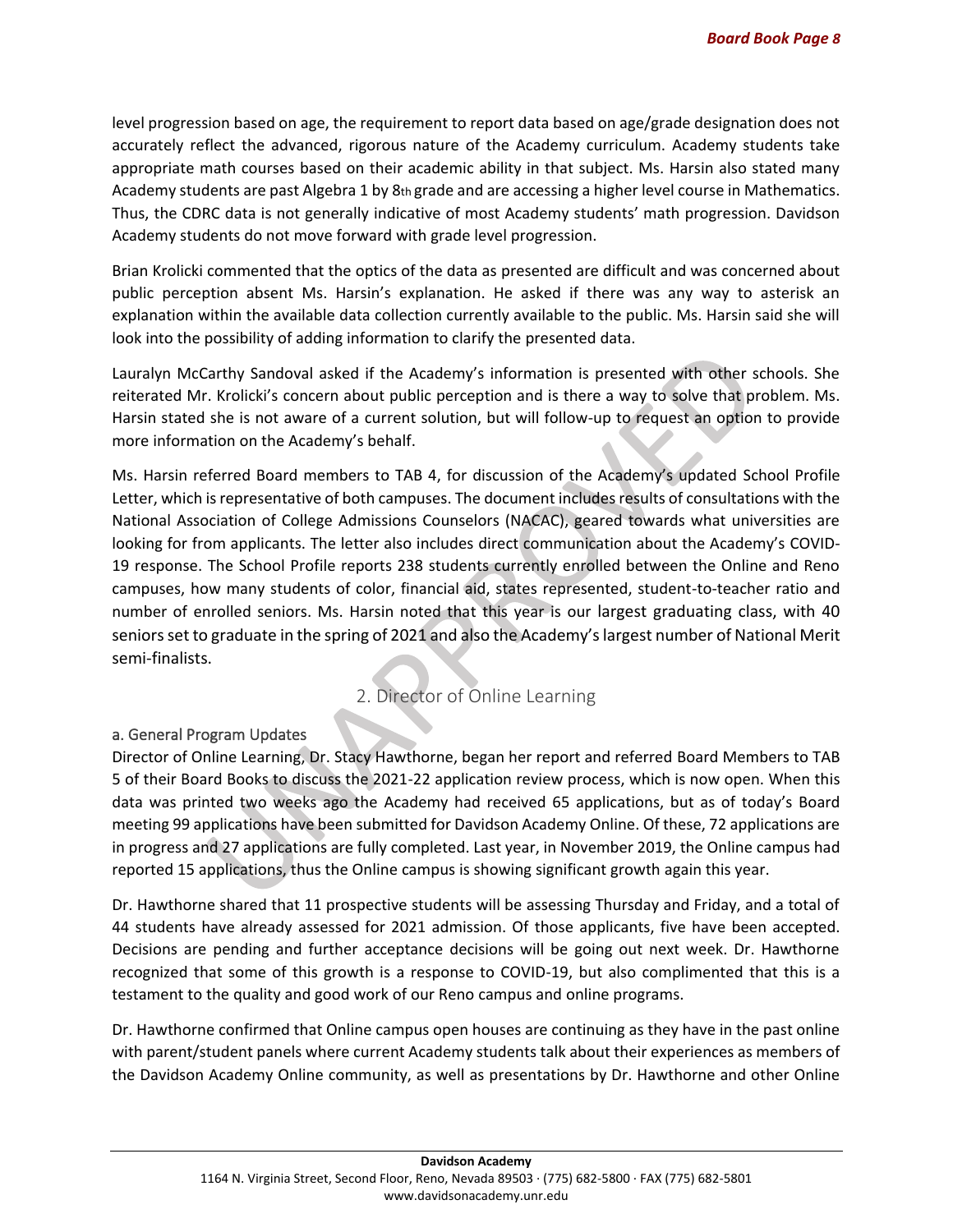level progression based on age, the requirement to report data based on age/grade designation does not accurately reflect the advanced, rigorous nature of the Academy curriculum. Academy students take appropriate math courses based on their academic ability in that subject. Ms. Harsin also stated many Academy students are past Algebra 1 by 8th grade and are accessing a higher level course in Mathematics. Thus, the CDRC data is not generally indicative of most Academy students' math progression. Davidson Academy students do not move forward with grade level progression.

Brian Krolicki commented that the optics of the data as presented are difficult and was concerned about public perception absent Ms. Harsin's explanation. He asked if there was any way to asterisk an explanation within the available data collection currently available to the public. Ms. Harsin said she will look into the possibility of adding information to clarify the presented data.

Lauralyn McCarthy Sandoval asked if the Academy's information is presented with other schools. She reiterated Mr. Krolicki's concern about public perception and is there a way to solve that problem. Ms. Harsin stated she is not aware of a current solution, but will follow-up to request an option to provide more information on the Academy's behalf.

Ms. Harsin referred Board members to TAB 4, for discussion of the Academy's updated School Profile Letter, which is representative of both campuses. The document includes results of consultations with the National Association of College Admissions Counselors (NACAC), geared towards what universities are looking for from applicants. The letter also includes direct communication about the Academy's COVID-19 response. The School Profile reports 238 students currently enrolled between the Online and Reno campuses, how many students of color, financial aid, states represented, student-to-teacher ratio and number of enrolled seniors. Ms. Harsin noted that this year is our largest graduating class, with 40 seniors set to graduate in the spring of 2021 and also the Academy's largest number of National Merit semi-finalists.

## 2. Director of Online Learning

### a. General Program Updates

Director of Online Learning, Dr. Stacy Hawthorne, began her report and referred Board Members to TAB 5 of their Board Books to discuss the 2021-22 application review process, which is now open. When this data was printed two weeks ago the Academy had received 65 applications, but as of today's Board meeting 99 applications have been submitted for Davidson Academy Online. Of these, 72 applications are in progress and 27 applications are fully completed. Last year, in November 2019, the Online campus had reported 15 applications, thus the Online campus is showing significant growth again this year.

Dr. Hawthorne shared that 11 prospective students will be assessing Thursday and Friday, and a total of 44 students have already assessed for 2021 admission. Of those applicants, five have been accepted. Decisions are pending and further acceptance decisions will be going out next week. Dr. Hawthorne recognized that some of this growth is a response to COVID-19, but also complimented that this is a testament to the quality and good work of our Reno campus and online programs.

Dr. Hawthorne confirmed that Online campus open houses are continuing as they have in the past online with parent/student panels where current Academy students talk about their experiences as members of the Davidson Academy Online community, as well as presentations by Dr. Hawthorne and other Online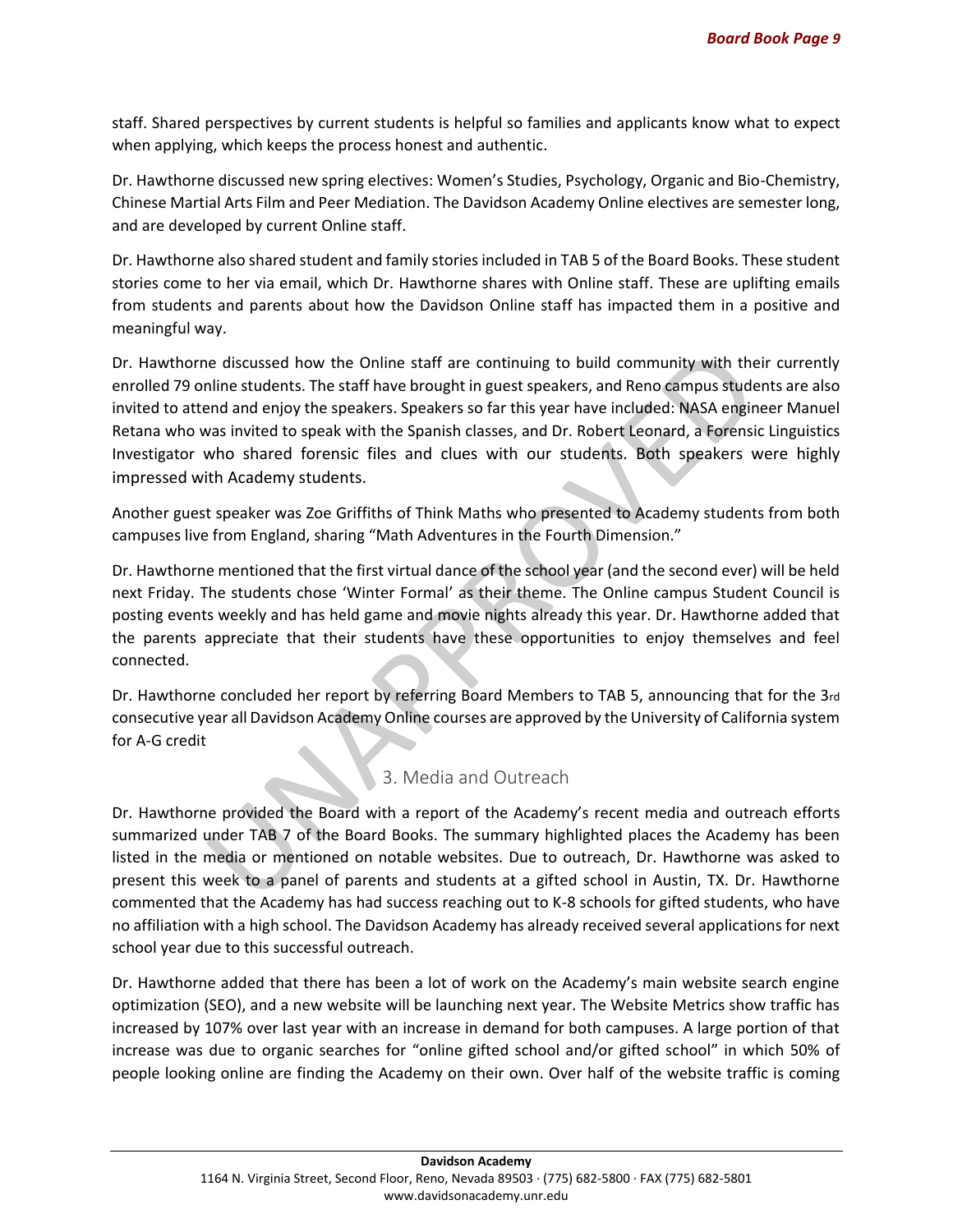staff. Shared perspectives by current students is helpful so families and applicants know what to expect when applying, which keeps the process honest and authentic.

Dr. Hawthorne discussed new spring electives: Women's Studies, Psychology, Organic and Bio-Chemistry, Chinese Martial Arts Film and Peer Mediation. The Davidson Academy Online electives are semester long, and are developed by current Online staff.

Dr. Hawthorne also shared student and family stories included in TAB 5 of the Board Books. These student stories come to her via email, which Dr. Hawthorne shares with Online staff. These are uplifting emails from students and parents about how the Davidson Online staff has impacted them in a positive and meaningful way.

Dr. Hawthorne discussed how the Online staff are continuing to build community with their currently enrolled 79 online students. The staff have brought in guest speakers, and Reno campus students are also invited to attend and enjoy the speakers. Speakers so far this year have included: NASA engineer Manuel Retana who was invited to speak with the Spanish classes, and Dr. Robert Leonard, a Forensic Linguistics Investigator who shared forensic files and clues with our students. Both speakers were highly impressed with Academy students.

Another guest speaker was Zoe Griffiths of Think Maths who presented to Academy students from both campuses live from England, sharing "Math Adventures in the Fourth Dimension."

Dr. Hawthorne mentioned that the first virtual dance of the school year (and the second ever) will be held next Friday. The students chose 'Winter Formal' as their theme. The Online campus Student Council is posting events weekly and has held game and movie nights already this year. Dr. Hawthorne added that the parents appreciate that their students have these opportunities to enjoy themselves and feel connected.

Dr. Hawthorne concluded her report by referring Board Members to TAB 5, announcing that for the 3rd consecutive year all Davidson Academy Online courses are approved by the University of California system for A-G credit

### 3. Media and Outreach

Dr. Hawthorne provided the Board with a report of the Academy's recent media and outreach efforts summarized under TAB 7 of the Board Books. The summary highlighted places the Academy has been listed in the media or mentioned on notable websites. Due to outreach, Dr. Hawthorne was asked to present this week to a panel of parents and students at a gifted school in Austin, TX. Dr. Hawthorne commented that the Academy has had success reaching out to K-8 schools for gifted students, who have no affiliation with a high school. The Davidson Academy has already received several applications for next school year due to this successful outreach.

Dr. Hawthorne added that there has been a lot of work on the Academy's main website search engine optimization (SEO), and a new website will be launching next year. The Website Metrics show traffic has increased by 107% over last year with an increase in demand for both campuses. A large portion of that increase was due to organic searches for "online gifted school and/or gifted school" in which 50% of people looking online are finding the Academy on their own. Over half of the website traffic is coming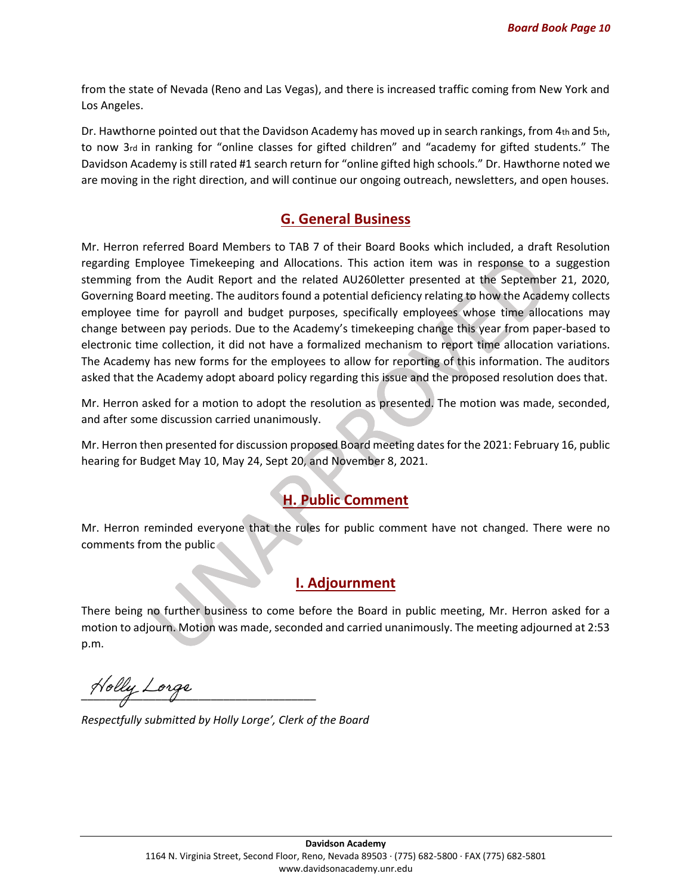from the state of Nevada (Reno and Las Vegas), and there is increased traffic coming from New York and Los Angeles.

Dr. Hawthorne pointed out that the Davidson Academy has moved up in search rankings, from 4th and 5th, to now 3rd in ranking for "online classes for gifted children" and "academy for gifted students." The Davidson Academy is still rated #1 search return for "online gifted high schools." Dr. Hawthorne noted we are moving in the right direction, and will continue our ongoing outreach, newsletters, and open houses.

## G. General Business

Mr. Herron referred Board Members to TAB 7 of their Board Books which included, a draft Resolution regarding Employee Timekeeping and Allocations. This action item was in response to a suggestion stemming from the Audit Report and the related AU260letter presented at the September 21, 2020, Governing Board meeting. The auditors found a potential deficiency relating to how the Academy collects employee time for payroll and budget purposes, specifically employees whose time allocations may change between pay periods. Due to the Academy's timekeeping change this year from paper-based to electronic time collection, it did not have a formalized mechanism to report time allocation variations. The Academy has new forms for the employees to allow for reporting of this information. The auditors asked that the Academy adopt aboard policy regarding this issue and the proposed resolution does that.

Mr. Herron asked for a motion to adopt the resolution as presented. The motion was made, seconded, and after some discussion carried unanimously.

Mr. Herron then presented for discussion proposed Board meeting dates for the 2021: February 16, public hearing for Budget May 10, May 24, Sept 20, and November 8, 2021.

## H. Public Comment

Mr. Herron reminded everyone that the rules for public comment have not changed. There were no comments from the public.

## I. Adjournment

There being no further business to come before the Board in public meeting, Mr. Herron asked for a motion to adjourn. Motion was made, seconded and carried unanimously. The meeting adjourned at 2:53 p.m.

Holly Lorge

*Respectfully submitted by Holly Lorge', Clerk of the Board*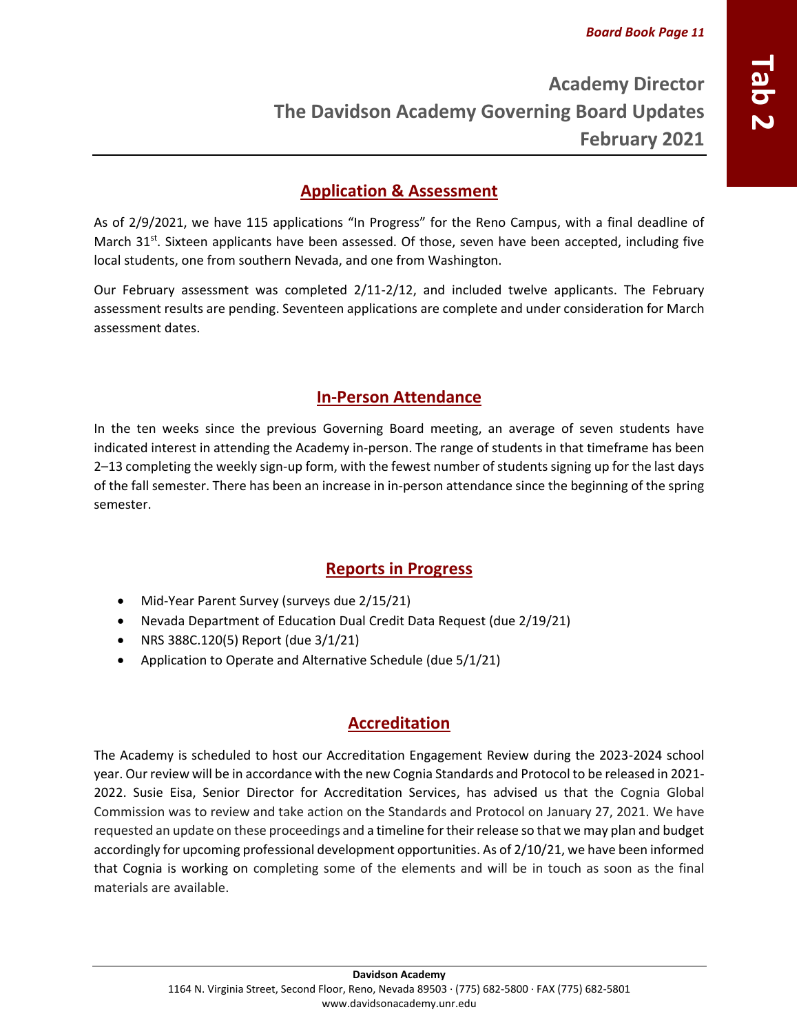# Academy Director
# The Davidson Academy Governing Board Updates
# February 2021

## Application & Assessment

As of 2/9/2021, we have 115 applications "In Progress" for the Reno Campus, with a final deadline of March 31st. Sixteen applicants have been assessed. Of those, seven have been accepted, including five local students, one from southern Nevada, and one from Washington.

Our February assessment was completed 2/11-2/12, and included twelve applicants. The February assessment results are pending. Seventeen applications are complete and under consideration for March assessment dates.

## In-Person Attendance

In the ten weeks since the previous Governing Board meeting, an average of seven students have indicated interest in attending the Academy in-person. The range of students in that timeframe has been 2–13 completing the weekly sign-up form, with the fewest number of students signing up for the last days of the fall semester. There has been an increase in in-person attendance since the beginning of the spring semester.

## Reports in Progress

- Mid-Year Parent Survey (surveys due 2/15/21)
- Nevada Department of Education Dual Credit Data Request (due 2/19/21)
- NRS 388C.120(5) Report (due 3/1/21)
- Application to Operate and Alternative Schedule (due 5/1/21)

## Accreditation

The Academy is scheduled to host our Accreditation Engagement Review during the 2023-2024 school year. Our review will be in accordance with the new Cognia Standards and Protocol to be released in 2021-2022. Susie Eisa, Senior Director for Accreditation Services, has advised us that the Cognia Global Commission was to review and take action on the Standards and Protocol on January 27, 2021. We have requested an update on these proceedings and a timeline for their release so that we may plan and budget accordingly for upcoming professional development opportunities. As of 2/10/21, we have been informed that Cognia is working on completing some of the elements and will be in touch as soon as the final materials are available.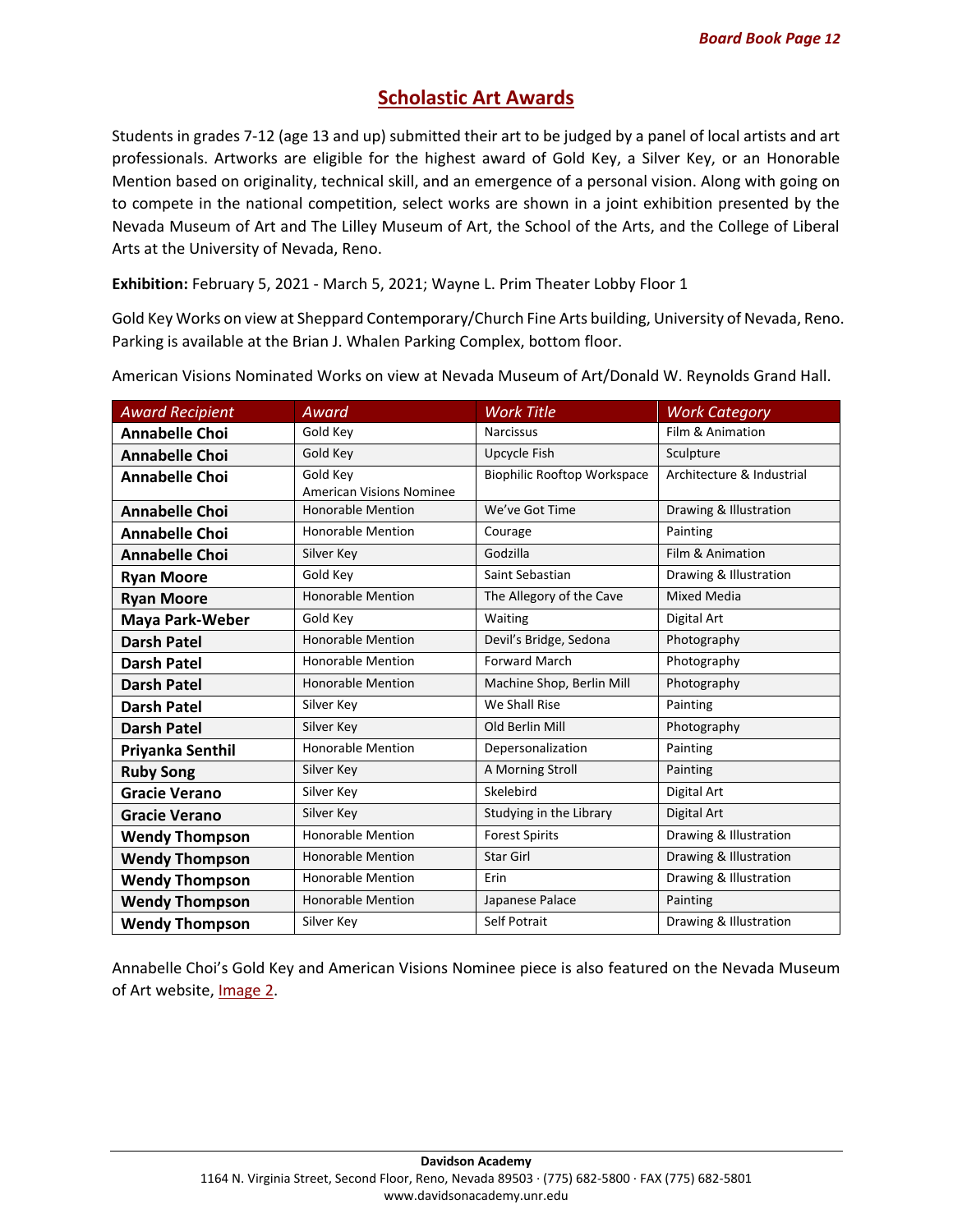## Scholastic Art Awards

Students in grades 7-12 (age 13 and up) submitted their art to be judged by a panel of local artists and art professionals. Artworks are eligible for the highest award of Gold Key, a Silver Key, or an Honorable Mention based on originality, technical skill, and an emergence of a personal vision. Along with going on to compete in the national competition, select works are shown in a joint exhibition presented by the Nevada Museum of Art and The Lilley Museum of Art, the School of the Arts, and the College of Liberal Arts at the University of Nevada, Reno.

**Exhibition:** February 5, 2021 - March 5, 2021; Wayne L. Prim Theater Lobby Floor 1

Gold Key Works on view at Sheppard Contemporary/Church Fine Arts building, University of Nevada, Reno. Parking is available at the Brian J. Whalen Parking Complex, bottom floor.

American Visions Nominated Works on view at Nevada Museum of Art/Donald W. Reynolds Grand Hall.

| *Award Recipient* | *Award* | *Work Title* | *Work Category* |
|---|---|---|---|
| **Annabelle Choi** | Gold Key | Narcissus | Film & Animation |
| **Annabelle Choi** | Gold Key | Upcycle Fish | Sculpture |
| **Annabelle Choi** | Gold Key<br>American Visions Nominee | Biophilic Rooftop Workspace | Architecture & Industrial |
| **Annabelle Choi** | Honorable Mention | We've Got Time | Drawing & Illustration |
| **Annabelle Choi** | Honorable Mention | Courage | Painting |
| **Annabelle Choi** | Silver Key | Godzilla | Film & Animation |
| **Ryan Moore** | Gold Key | Saint Sebastian | Drawing & Illustration |
| **Ryan Moore** | Honorable Mention | The Allegory of the Cave | Mixed Media |
| **Maya Park-Weber** | Gold Key | Waiting | Digital Art |
| **Darsh Patel** | Honorable Mention | Devil's Bridge, Sedona | Photography |
| **Darsh Patel** | Honorable Mention | Forward March | Photography |
| **Darsh Patel** | Honorable Mention | Machine Shop, Berlin Mill | Photography |
| **Darsh Patel** | Silver Key | We Shall Rise | Painting |
| **Darsh Patel** | Silver Key | Old Berlin Mill | Photography |
| **Priyanka Senthil** | Honorable Mention | Depersonalization | Painting |
| **Ruby Song** | Silver Key | A Morning Stroll | Painting |
| **Gracie Verano** | Silver Key | Skelebird | Digital Art |
| **Gracie Verano** | Silver Key | Studying in the Library | Digital Art |
| **Wendy Thompson** | Honorable Mention | Forest Spirits | Drawing & Illustration |
| **Wendy Thompson** | Honorable Mention | Star Girl | Drawing & Illustration |
| **Wendy Thompson** | Honorable Mention | Erin | Drawing & Illustration |
| **Wendy Thompson** | Honorable Mention | Japanese Palace | Painting |
| **Wendy Thompson** | Silver Key | Self Potrait | Drawing & Illustration |

Annabelle Choi's Gold Key and American Visions Nominee piece is also featured on the Nevada Museum of Art website, Image 2.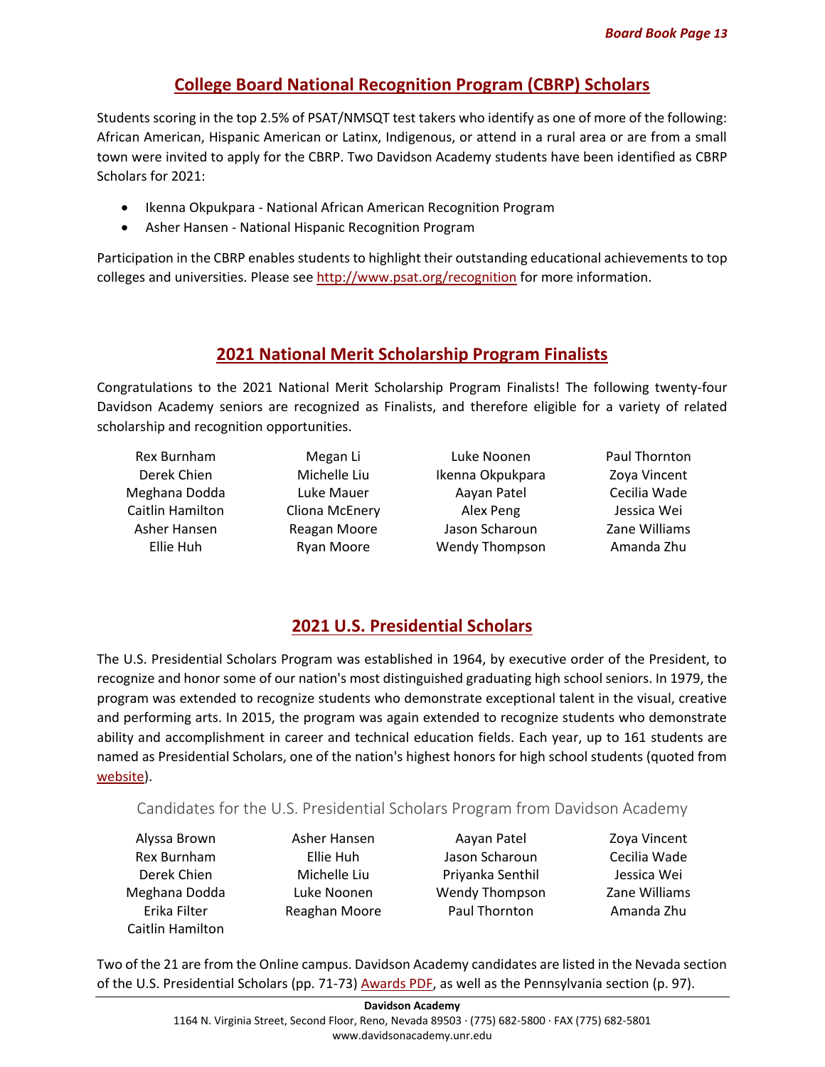## College Board National Recognition Program (CBRP) Scholars

Students scoring in the top 2.5% of PSAT/NMSQT test takers who identify as one of more of the following: African American, Hispanic American or Latinx, Indigenous, or attend in a rural area or are from a small town were invited to apply for the CBRP. Two Davidson Academy students have been identified as CBRP Scholars for 2021:

- Ikenna Okpukpara - National African American Recognition Program
- Asher Hansen - National Hispanic Recognition Program

Participation in the CBRP enables students to highlight their outstanding educational achievements to top colleges and universities. Please see http://www.psat.org/recognition for more information.

## 2021 National Merit Scholarship Program Finalists

Congratulations to the 2021 National Merit Scholarship Program Finalists! The following twenty-four Davidson Academy seniors are recognized as Finalists, and therefore eligible for a variety of related scholarship and recognition opportunities.

| | | | |
|---|---|---|---|
| Rex Burnham | Megan Li | Luke Noonen | Paul Thornton |
| Derek Chien | Michelle Liu | Ikenna Okpukpara | Zoya Vincent |
| Meghana Dodda | Luke Mauer | Aayan Patel | Cecilia Wade |
| Caitlin Hamilton | Cliona McEnery | Alex Peng | Jessica Wei |
| Asher Hansen | Reagan Moore | Jason Scharoun | Zane Williams |
| Ellie Huh | Ryan Moore | Wendy Thompson | Amanda Zhu |

## 2021 U.S. Presidential Scholars

The U.S. Presidential Scholars Program was established in 1964, by executive order of the President, to recognize and honor some of our nation's most distinguished graduating high school seniors. In 1979, the program was extended to recognize students who demonstrate exceptional talent in the visual, creative and performing arts. In 2015, the program was again extended to recognize students who demonstrate ability and accomplishment in career and technical education fields. Each year, up to 161 students are named as Presidential Scholars, one of the nation's highest honors for high school students (quoted from website).

### Candidates for the U.S. Presidential Scholars Program from Davidson Academy

| | | | |
|---|---|---|---|
| Alyssa Brown | Asher Hansen | Aayan Patel | Zoya Vincent |
| Rex Burnham | Ellie Huh | Jason Scharoun | Cecilia Wade |
| Derek Chien | Michelle Liu | Priyanka Senthil | Jessica Wei |
| Meghana Dodda | Luke Noonen | Wendy Thompson | Zane Williams |
| Erika Filter | Reaghan Moore | Paul Thornton | Amanda Zhu |
| Caitlin Hamilton | | | |

Two of the 21 are from the Online campus. Davidson Academy candidates are listed in the Nevada section of the U.S. Presidential Scholars (pp. 71-73) Awards PDF, as well as the Pennsylvania section (p. 97).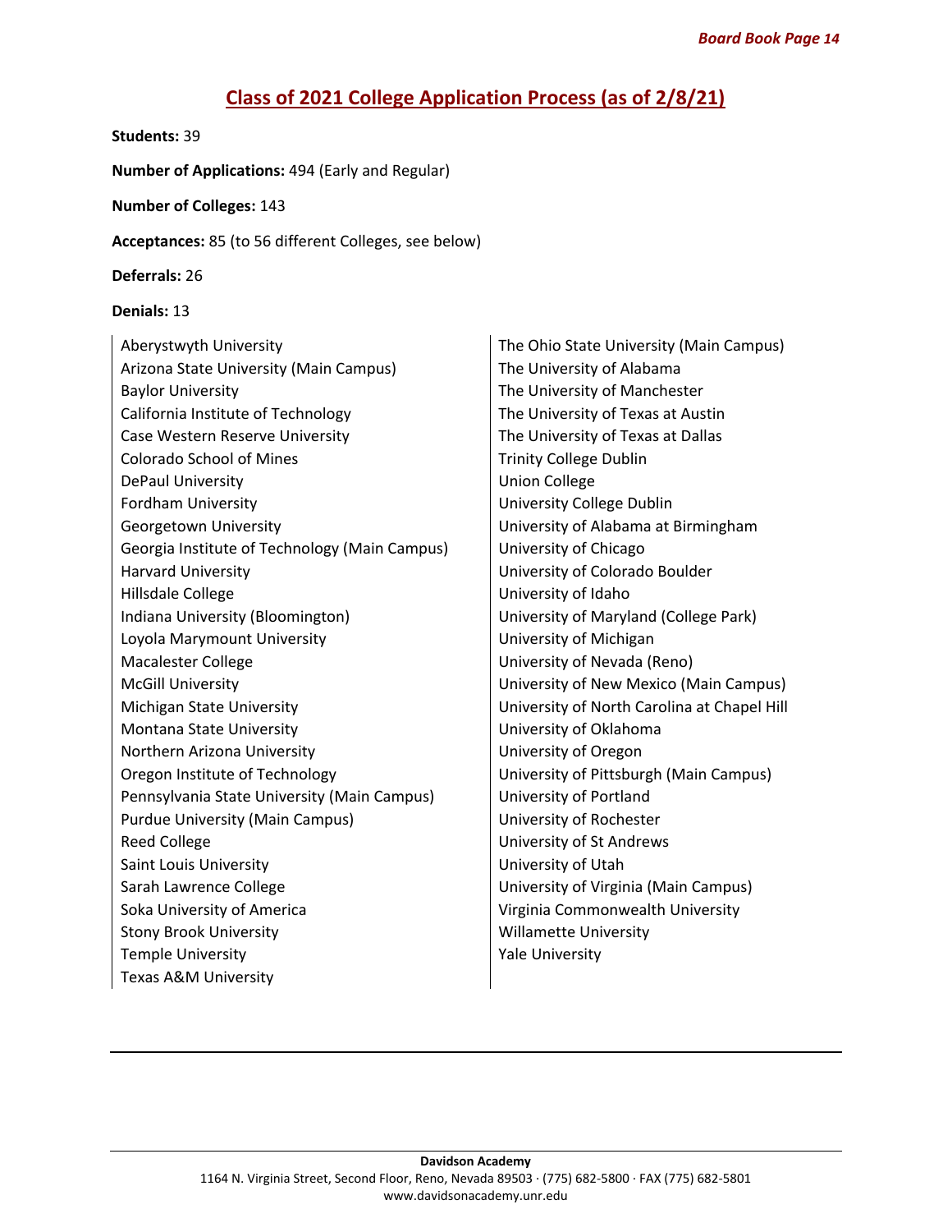## Class of 2021 College Application Process (as of 2/8/21)

**Students:** 39

**Number of Applications:** 494 (Early and Regular)

**Number of Colleges:** 143

**Acceptances:** 85 (to 56 different Colleges, see below)

**Deferrals:** 26

**Denials:** 13

- Aberystwyth University
- Arizona State University (Main Campus)
- Baylor University
- California Institute of Technology
- Case Western Reserve University
- Colorado School of Mines
- DePaul University
- Fordham University
- Georgetown University
- Georgia Institute of Technology (Main Campus)
- Harvard University
- Hillsdale College
- Indiana University (Bloomington)
- Loyola Marymount University
- Macalester College
- McGill University
- Michigan State University
- Montana State University
- Northern Arizona University
- Oregon Institute of Technology
- Pennsylvania State University (Main Campus)
- Purdue University (Main Campus)
- Reed College
- Saint Louis University
- Sarah Lawrence College
- Soka University of America
- Stony Brook University
- Temple University
- Texas A&M University
- The Ohio State University (Main Campus)
- The University of Alabama
- The University of Manchester
- The University of Texas at Austin
- The University of Texas at Dallas
- Trinity College Dublin
- Union College
- University College Dublin
- University of Alabama at Birmingham
- University of Chicago
- University of Colorado Boulder
- University of Idaho
- University of Maryland (College Park)
- University of Michigan
- University of Nevada (Reno)
- University of New Mexico (Main Campus)
- University of North Carolina at Chapel Hill
- University of Oklahoma
- University of Oregon
- University of Pittsburgh (Main Campus)
- University of Portland
- University of Rochester
- University of St Andrews
- University of Utah
- University of Virginia (Main Campus)
- Virginia Commonwealth University
- Willamette University
- Yale University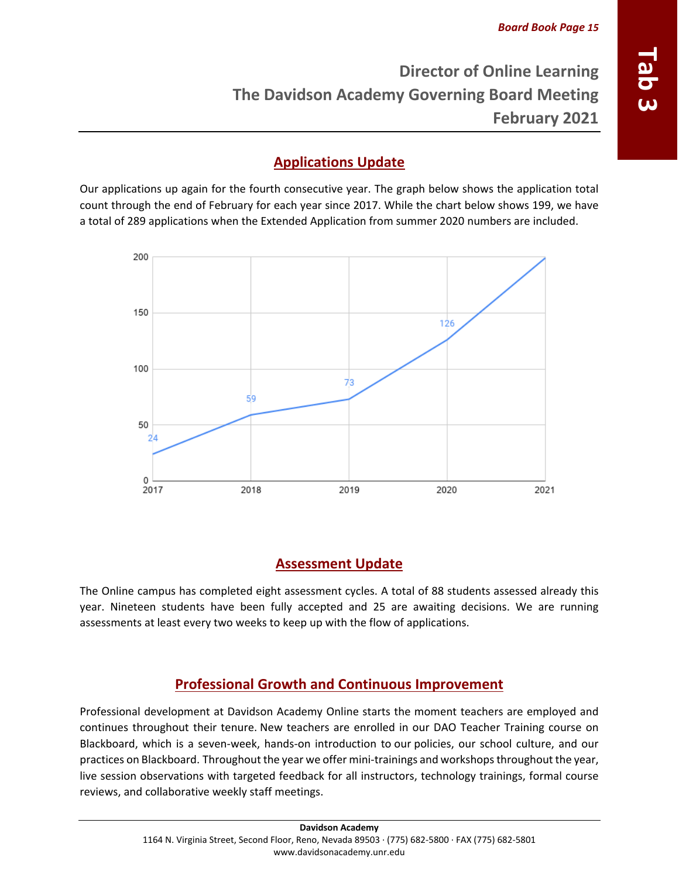# Director of Online Learning
# The Davidson Academy Governing Board Meeting
# February 2021

## Applications Update

Our applications up again for the fourth consecutive year. The graph below shows the application total count through the end of February for each year since 2017. While the chart below shows 199, we have a total of 289 applications when the Extended Application from summer 2020 numbers are included.

| Year | Applications |
| --- | --- |
| 2017 | 24 |
| 2018 | 59 |
| 2019 | 73 |
| 2020 | 126 |
| 2021 | 199 |

## Assessment Update

The Online campus has completed eight assessment cycles. A total of 88 students assessed already this year. Nineteen students have been fully accepted and 25 are awaiting decisions. We are running assessments at least every two weeks to keep up with the flow of applications.

## Professional Growth and Continuous Improvement

Professional development at Davidson Academy Online starts the moment teachers are employed and continues throughout their tenure. New teachers are enrolled in our DAO Teacher Training course on Blackboard, which is a seven-week, hands-on introduction to our policies, our school culture, and our practices on Blackboard. Throughout the year we offer mini-trainings and workshops throughout the year, live session observations with targeted feedback for all instructors, technology trainings, formal course reviews, and collaborative weekly staff meetings.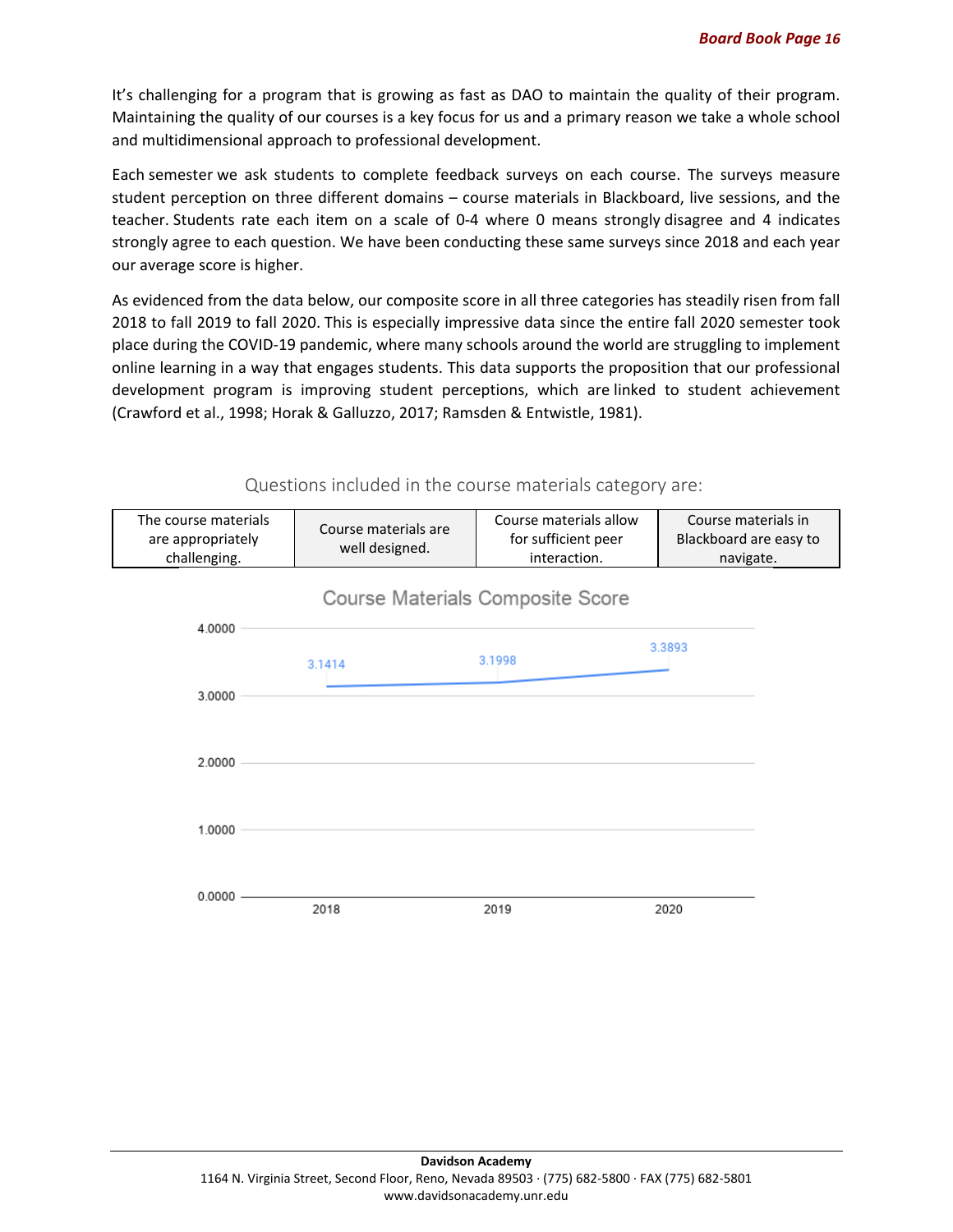It's challenging for a program that is growing as fast as DAO to maintain the quality of their program. Maintaining the quality of our courses is a key focus for us and a primary reason we take a whole school and multidimensional approach to professional development.

Each semester we ask students to complete feedback surveys on each course. The surveys measure student perception on three different domains – course materials in Blackboard, live sessions, and the teacher. Students rate each item on a scale of 0-4 where 0 means strongly disagree and 4 indicates strongly agree to each question. We have been conducting these same surveys since 2018 and each year our average score is higher.

As evidenced from the data below, our composite score in all three categories has steadily risen from fall 2018 to fall 2019 to fall 2020. This is especially impressive data since the entire fall 2020 semester took place during the COVID-19 pandemic, where many schools around the world are struggling to implement online learning in a way that engages students. This data supports the proposition that our professional development program is improving student perceptions, which are linked to student achievement (Crawford et al., 1998; Horak & Galluzzo, 2017; Ramsden & Entwistle, 1981).

Questions included in the course materials category are:

| The course materials are appropriately challenging. | Course materials are well designed. | Course materials allow for sufficient peer interaction. | Course materials in Blackboard are easy to navigate. |
|---|---|---|---|

**Course Materials Composite Score**

| Year | Score |
|---|---|
| 2018 | 3.1414 |
| 2019 | 3.1998 |
| 2020 | 3.3893 |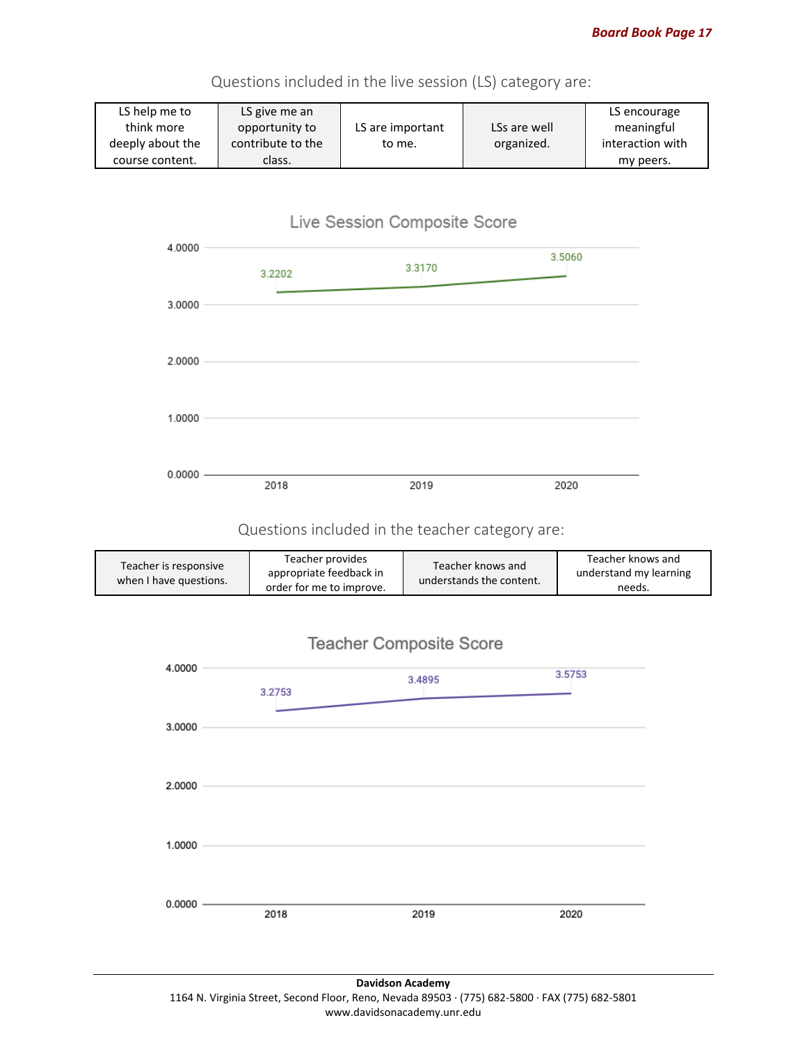Questions included in the live session (LS) category are:

| LS help me to think more deeply about the course content. | LS give me an opportunity to contribute to the class. | LS are important to me. | LSs are well organized. | LS encourage meaningful interaction with my peers. |
|---|---|---|---|---|

**Live Session Composite Score**

| Year | Score |
|---|---|
| 2018 | 3.2202 |
| 2019 | 3.3170 |
| 2020 | 3.5060 |

Questions included in the teacher category are:

| Teacher is responsive when I have questions. | Teacher provides appropriate feedback in order for me to improve. | Teacher knows and understands the content. | Teacher knows and understand my learning needs. |
|---|---|---|---|

**Teacher Composite Score**

| Year | Score |
|---|---|
| 2018 | 3.2753 |
| 2019 | 3.4895 |
| 2020 | 3.5753 |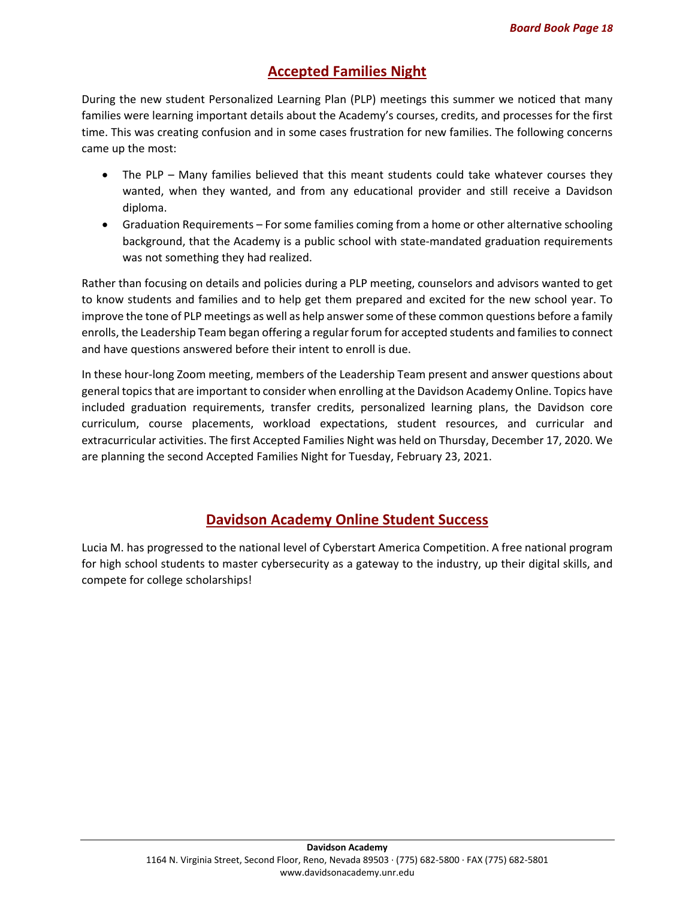## Accepted Families Night

During the new student Personalized Learning Plan (PLP) meetings this summer we noticed that many families were learning important details about the Academy's courses, credits, and processes for the first time. This was creating confusion and in some cases frustration for new families. The following concerns came up the most:

- The PLP – Many families believed that this meant students could take whatever courses they wanted, when they wanted, and from any educational provider and still receive a Davidson diploma.
- Graduation Requirements – For some families coming from a home or other alternative schooling background, that the Academy is a public school with state-mandated graduation requirements was not something they had realized.

Rather than focusing on details and policies during a PLP meeting, counselors and advisors wanted to get to know students and families and to help get them prepared and excited for the new school year. To improve the tone of PLP meetings as well as help answer some of these common questions before a family enrolls, the Leadership Team began offering a regular forum for accepted students and families to connect and have questions answered before their intent to enroll is due.

In these hour-long Zoom meeting, members of the Leadership Team present and answer questions about general topics that are important to consider when enrolling at the Davidson Academy Online. Topics have included graduation requirements, transfer credits, personalized learning plans, the Davidson core curriculum, course placements, workload expectations, student resources, and curricular and extracurricular activities. The first Accepted Families Night was held on Thursday, December 17, 2020. We are planning the second Accepted Families Night for Tuesday, February 23, 2021.

## Davidson Academy Online Student Success

Lucia M. has progressed to the national level of Cyberstart America Competition. A free national program for high school students to master cybersecurity as a gateway to the industry, up their digital skills, and compete for college scholarships!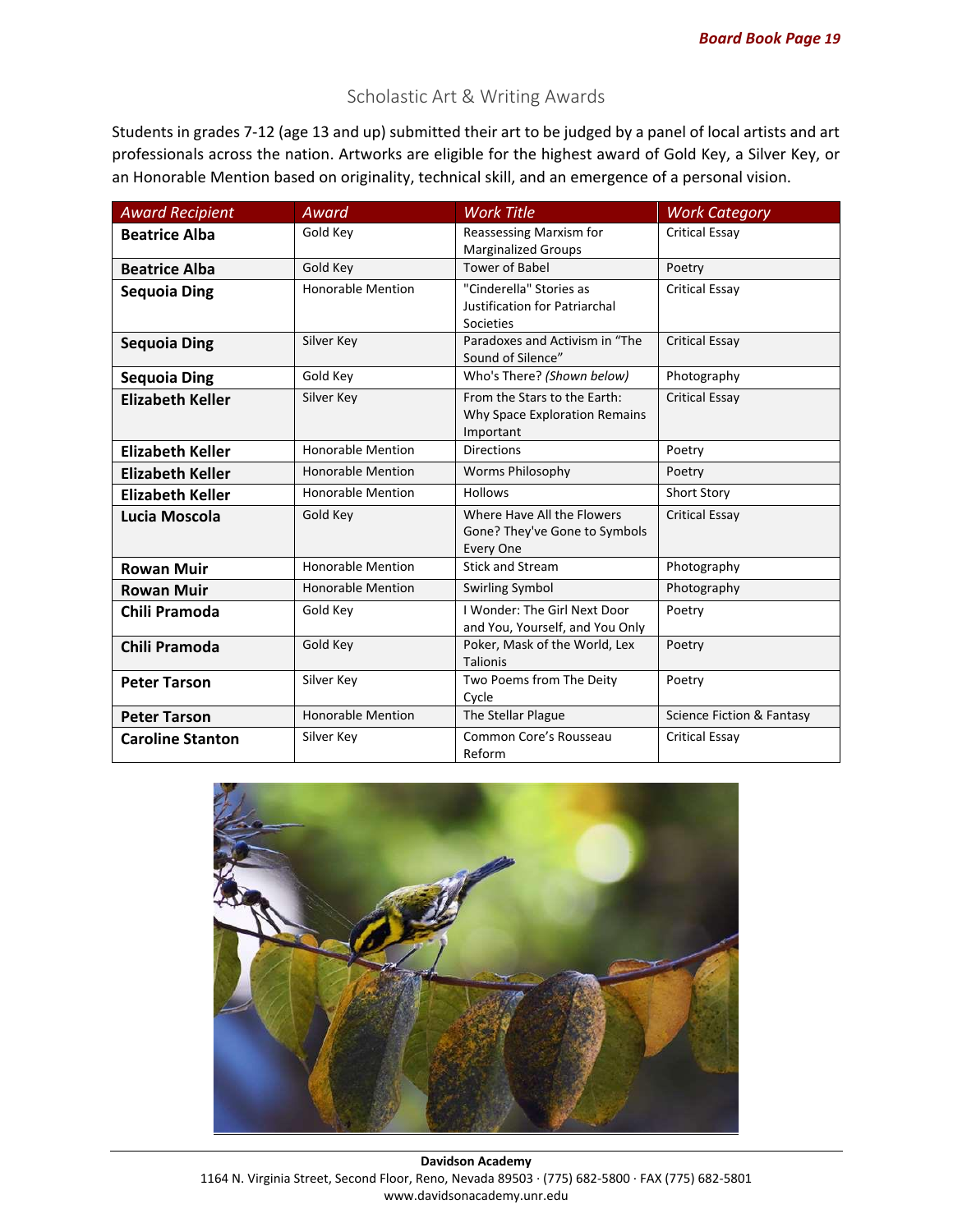# Scholastic Art & Writing Awards

Students in grades 7-12 (age 13 and up) submitted their art to be judged by a panel of local artists and art professionals across the nation. Artworks are eligible for the highest award of Gold Key, a Silver Key, or an Honorable Mention based on originality, technical skill, and an emergence of a personal vision.

| *Award Recipient* | *Award* | *Work Title* | *Work Category* |
|---|---|---|---|
| **Beatrice Alba** | Gold Key | Reassessing Marxism for Marginalized Groups | Critical Essay |
| **Beatrice Alba** | Gold Key | Tower of Babel | Poetry |
| **Sequoia Ding** | Honorable Mention | "Cinderella" Stories as Justification for Patriarchal Societies | Critical Essay |
| **Sequoia Ding** | Silver Key | Paradoxes and Activism in "The Sound of Silence" | Critical Essay |
| **Sequoia Ding** | Gold Key | Who's There? *(Shown below)* | Photography |
| **Elizabeth Keller** | Silver Key | From the Stars to the Earth: Why Space Exploration Remains Important | Critical Essay |
| **Elizabeth Keller** | Honorable Mention | Directions | Poetry |
| **Elizabeth Keller** | Honorable Mention | Worms Philosophy | Poetry |
| **Elizabeth Keller** | Honorable Mention | Hollows | Short Story |
| **Lucia Moscola** | Gold Key | Where Have All the Flowers Gone? They've Gone to Symbols Every One | Critical Essay |
| **Rowan Muir** | Honorable Mention | Stick and Stream | Photography |
| **Rowan Muir** | Honorable Mention | Swirling Symbol | Photography |
| **Chili Pramoda** | Gold Key | I Wonder: The Girl Next Door and You, Yourself, and You Only | Poetry |
| **Chili Pramoda** | Gold Key | Poker, Mask of the World, Lex Talionis | Poetry |
| **Peter Tarson** | Silver Key | Two Poems from The Deity Cycle | Poetry |
| **Peter Tarson** | Honorable Mention | The Stellar Plague | Science Fiction & Fantasy |
| **Caroline Stanton** | Silver Key | Common Core's Rousseau Reform | Critical Essay |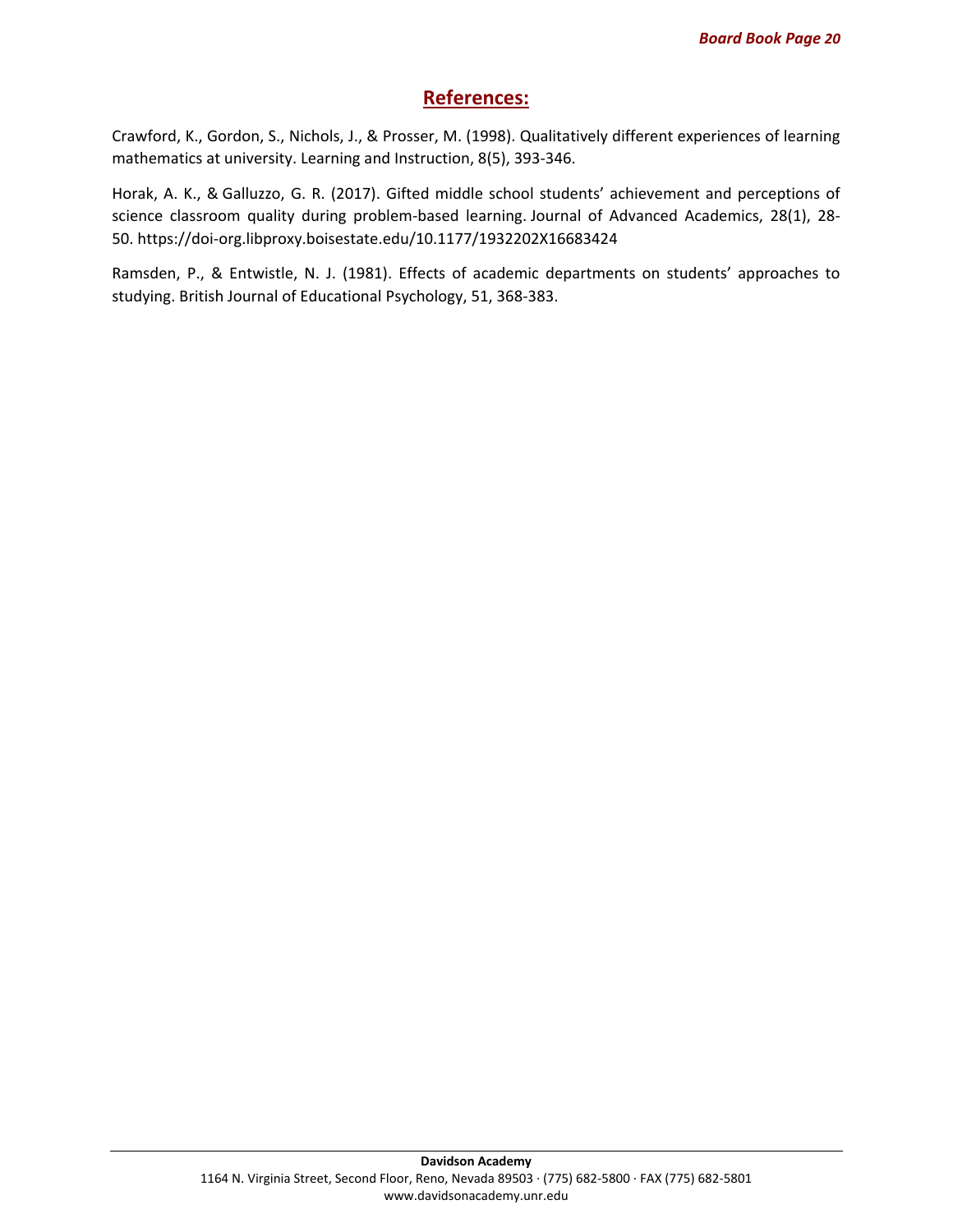## References:

Crawford, K., Gordon, S., Nichols, J., & Prosser, M. (1998). Qualitatively different experiences of learning mathematics at university. Learning and Instruction, 8(5), 393-346.

Horak, A. K., & Galluzzo, G. R. (2017). Gifted middle school students' achievement and perceptions of science classroom quality during problem-based learning. Journal of Advanced Academics, 28(1), 28-50. https://doi-org.libproxy.boisestate.edu/10.1177/1932202X16683424

Ramsden, P., & Entwistle, N. J. (1981). Effects of academic departments on students' approaches to studying. British Journal of Educational Psychology, 51, 368-383.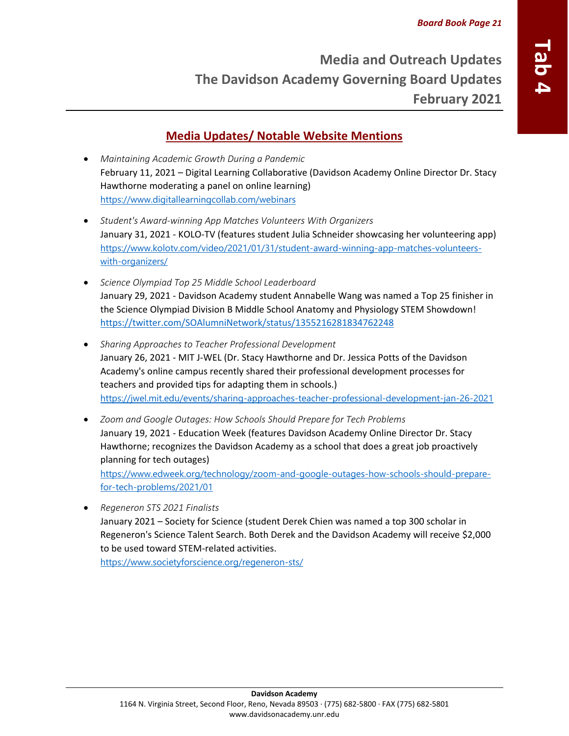# Media and Outreach Updates
# The Davidson Academy Governing Board Updates
# February 2021

## Media Updates/ Notable Website Mentions

- *Maintaining Academic Growth During a Pandemic*
  February 11, 2021 – Digital Learning Collaborative (Davidson Academy Online Director Dr. Stacy Hawthorne moderating a panel on online learning)
  https://www.digitallearningcollab.com/webinars

- *Student's Award-winning App Matches Volunteers With Organizers*
  January 31, 2021 - KOLO-TV (features student Julia Schneider showcasing her volunteering app)
  https://www.kolotv.com/video/2021/01/31/student-award-winning-app-matches-volunteers-with-organizers/

- *Science Olympiad Top 25 Middle School Leaderboard*
  January 29, 2021 - Davidson Academy student Annabelle Wang was named a Top 25 finisher in the Science Olympiad Division B Middle School Anatomy and Physiology STEM Showdown!
  https://twitter.com/SOAlumniNetwork/status/1355216281834762248

- *Sharing Approaches to Teacher Professional Development*
  January 26, 2021 - MIT J-WEL (Dr. Stacy Hawthorne and Dr. Jessica Potts of the Davidson Academy's online campus recently shared their professional development processes for teachers and provided tips for adapting them in schools.)
  https://jwel.mit.edu/events/sharing-approaches-teacher-professional-development-jan-26-2021

- *Zoom and Google Outages: How Schools Should Prepare for Tech Problems*
  January 19, 2021 - Education Week (features Davidson Academy Online Director Dr. Stacy Hawthorne; recognizes the Davidson Academy as a school that does a great job proactively planning for tech outages)
  https://www.edweek.org/technology/zoom-and-google-outages-how-schools-should-prepare-for-tech-problems/2021/01

- *Regeneron STS 2021 Finalists*
  January 2021 – Society for Science (student Derek Chien was named a top 300 scholar in Regeneron's Science Talent Search. Both Derek and the Davidson Academy will receive $2,000 to be used toward STEM-related activities.
  https://www.societyforscience.org/regeneron-sts/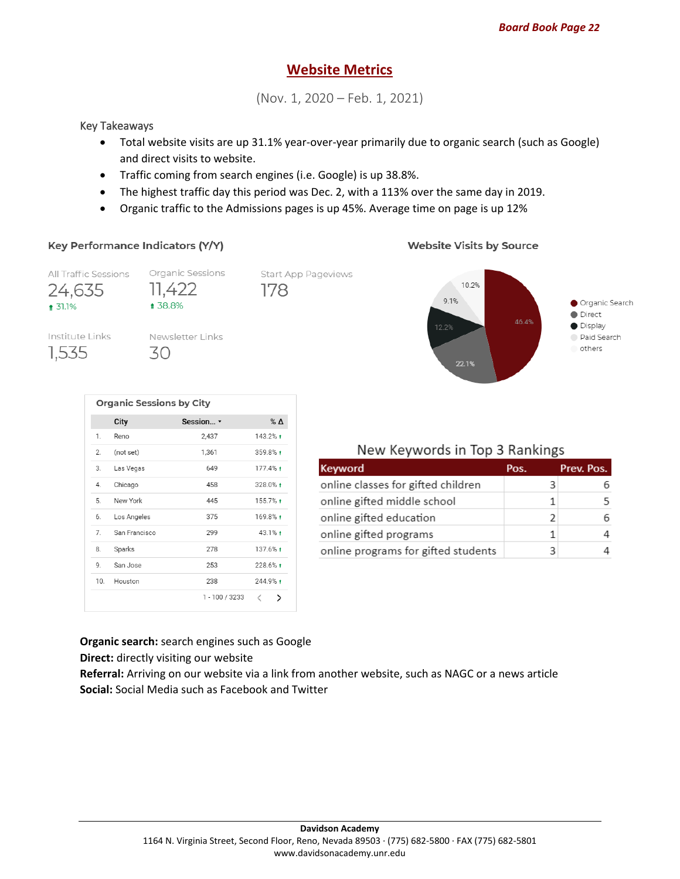# Website Metrics

(Nov. 1, 2020 – Feb. 1, 2021)

Key Takeaways

- Total website visits are up 31.1% year-over-year primarily due to organic search (such as Google) and direct visits to website.
- Traffic coming from search engines (i.e. Google) is up 38.8%.
- The highest traffic day this period was Dec. 2, with a 113% over the same day in 2019.
- Organic traffic to the Admissions pages is up 45%. Average time on page is up 12%

### Key Performance Indicators (Y/Y)

| All Traffic Sessions | Organic Sessions | Start App Pageviews |
|---|---|---|
| 24,635 (↑ 31.1%) | 11,422 (↑ 38.8%) | 178 |

| Institute Links | Newsletter Links |
|---|---|
| 1,535 | 30 |

### Website Visits by Source

| Source | % |
|---|---|
| Organic Search | 46.4% |
| Direct | 22.1% |
| Display | 12.2% |
| Paid Search | 9.1% |
| others | 10.2% |

### Organic Sessions by City

| | City | Sessions | % Δ |
|---|---|---|---|
| 1. | Reno | 2,437 | 143.2% ↑ |
| 2. | (not set) | 1,361 | 359.8% ↑ |
| 3. | Las Vegas | 649 | 177.4% ↑ |
| 4. | Chicago | 458 | 328.0% ↑ |
| 5. | New York | 445 | 155.7% ↑ |
| 6. | Los Angeles | 375 | 169.8% ↑ |
| 7. | San Francisco | 299 | 43.1% ↑ |
| 8. | Sparks | 278 | 137.6% ↑ |
| 9. | San Jose | 253 | 228.6% ↑ |
| 10. | Houston | 238 | 244.9% ↑ |

1 - 100 / 3233

### New Keywords in Top 3 Rankings

| Keyword | Pos. | Prev. Pos. |
|---|---|---|
| online classes for gifted children | 3 | 6 |
| online gifted middle school | 1 | 5 |
| online gifted education | 2 | 6 |
| online gifted programs | 1 | 4 |
| online programs for gifted students | 3 | 4 |

**Organic search:** search engines such as Google
**Direct:** directly visiting our website
**Referral:** Arriving on our website via a link from another website, such as NAGC or a news article
**Social:** Social Media such as Facebook and Twitter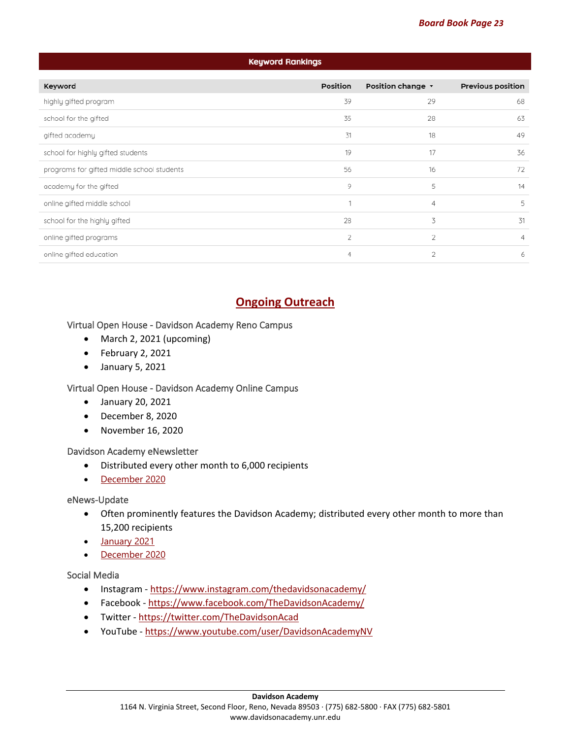## Keyword Rankings

| Keyword | Position | Position change ▾ | Previous position |
|---|---|---|---|
| highly gifted program | 39 | 29 | 68 |
| school for the gifted | 35 | 28 | 63 |
| gifted academy | 31 | 18 | 49 |
| school for highly gifted students | 19 | 17 | 36 |
| programs for gifted middle school students | 56 | 16 | 72 |
| academy for the gifted | 9 | 5 | 14 |
| online gifted middle school | 1 | 4 | 5 |
| school for the highly gifted | 28 | 3 | 31 |
| online gifted programs | 2 | 2 | 4 |
| online gifted education | 4 | 2 | 6 |

## Ongoing Outreach

Virtual Open House - Davidson Academy Reno Campus

- March 2, 2021 (upcoming)
- February 2, 2021
- January 5, 2021

Virtual Open House - Davidson Academy Online Campus

- January 20, 2021
- December 8, 2020
- November 16, 2020

Davidson Academy eNewsletter

- Distributed every other month to 6,000 recipients
- December 2020

eNews-Update

- Often prominently features the Davidson Academy; distributed every other month to more than 15,200 recipients
- January 2021
- December 2020

Social Media

- Instagram - https://www.instagram.com/thedavidsonacademy/
- Facebook - https://www.facebook.com/TheDavidsonAcademy/
- Twitter - https://twitter.com/TheDavidsonAcad
- YouTube - https://www.youtube.com/user/DavidsonAcademyNV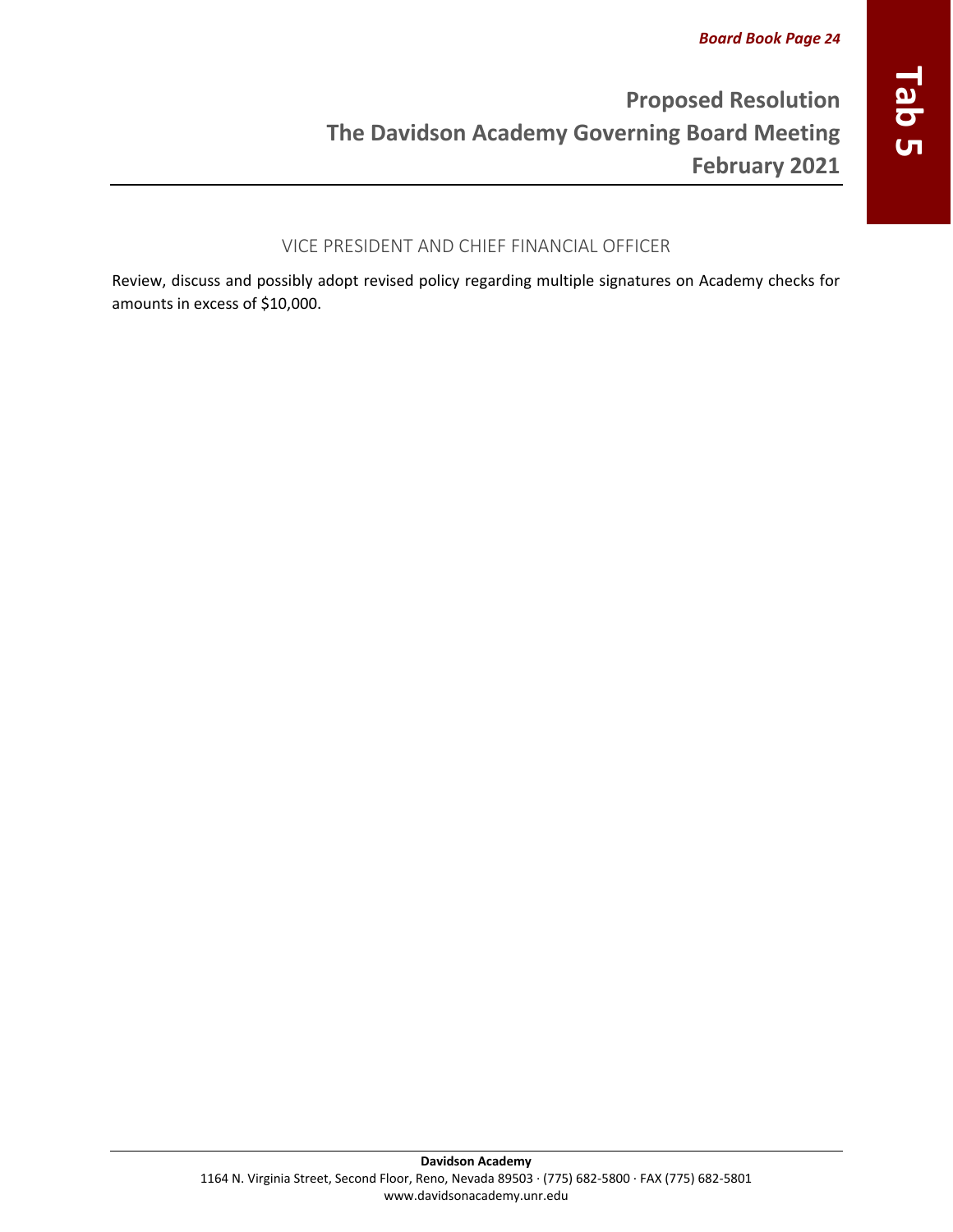# Proposed Resolution
# The Davidson Academy Governing Board Meeting
# February 2021

## VICE PRESIDENT AND CHIEF FINANCIAL OFFICER

Review, discuss and possibly adopt revised policy regarding multiple signatures on Academy checks for amounts in excess of $10,000.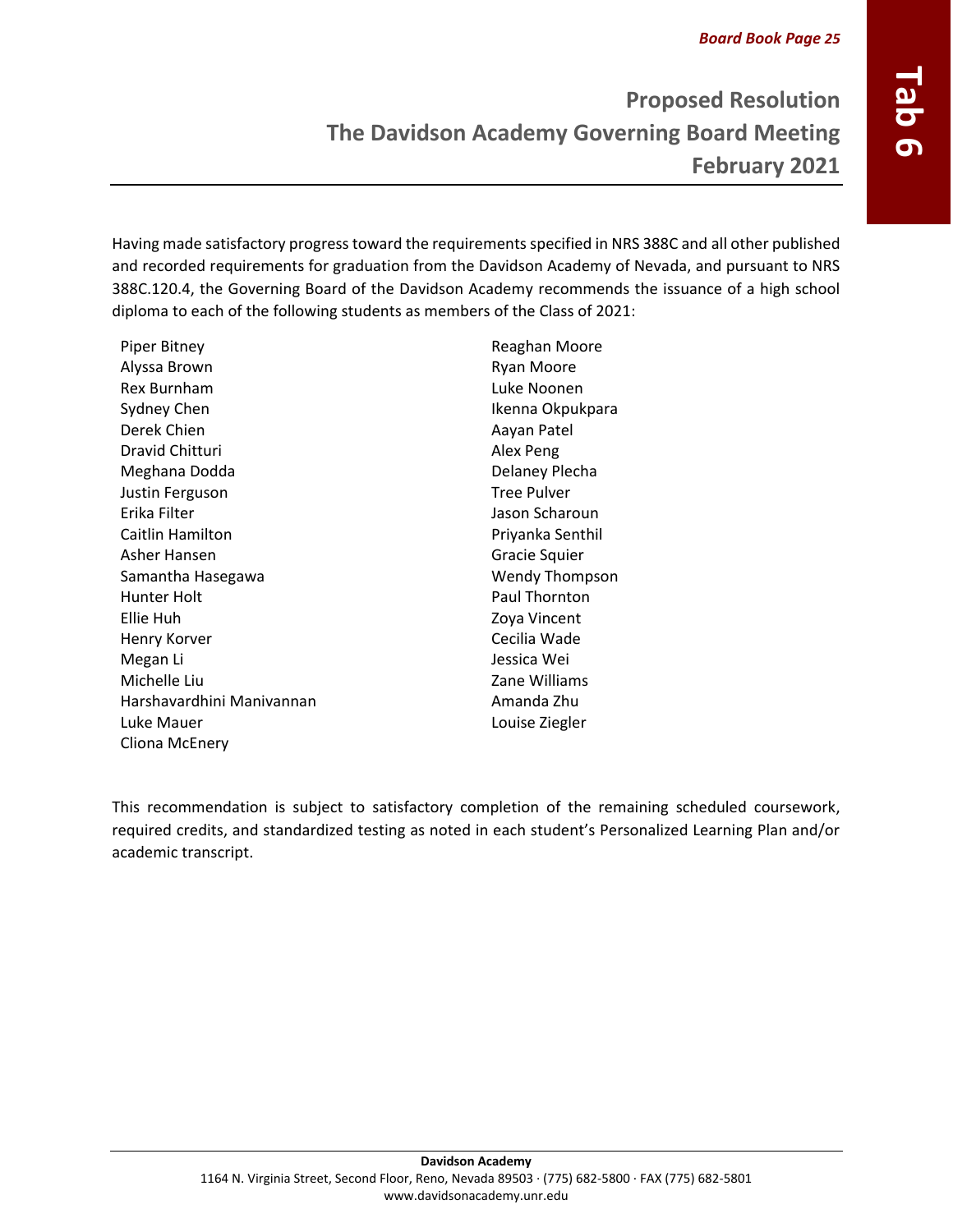# Proposed Resolution
## The Davidson Academy Governing Board Meeting
## February 2021

Having made satisfactory progress toward the requirements specified in NRS 388C and all other published and recorded requirements for graduation from the Davidson Academy of Nevada, and pursuant to NRS 388C.120.4, the Governing Board of the Davidson Academy recommends the issuance of a high school diploma to each of the following students as members of the Class of 2021:

Piper Bitney
Alyssa Brown
Rex Burnham
Sydney Chen
Derek Chien
Dravid Chitturi
Meghana Dodda
Justin Ferguson
Erika Filter
Caitlin Hamilton
Asher Hansen
Samantha Hasegawa
Hunter Holt
Ellie Huh
Henry Korver
Megan Li
Michelle Liu
Harshavardhini Manivannan
Luke Mauer
Cliona McEnery
Reaghan Moore
Ryan Moore
Luke Noonen
Ikenna Okpukpara
Aayan Patel
Alex Peng
Delaney Plecha
Tree Pulver
Jason Scharoun
Priyanka Senthil
Gracie Squier
Wendy Thompson
Paul Thornton
Zoya Vincent
Cecilia Wade
Jessica Wei
Zane Williams
Amanda Zhu
Louise Ziegler

This recommendation is subject to satisfactory completion of the remaining scheduled coursework, required credits, and standardized testing as noted in each student's Personalized Learning Plan and/or academic transcript.